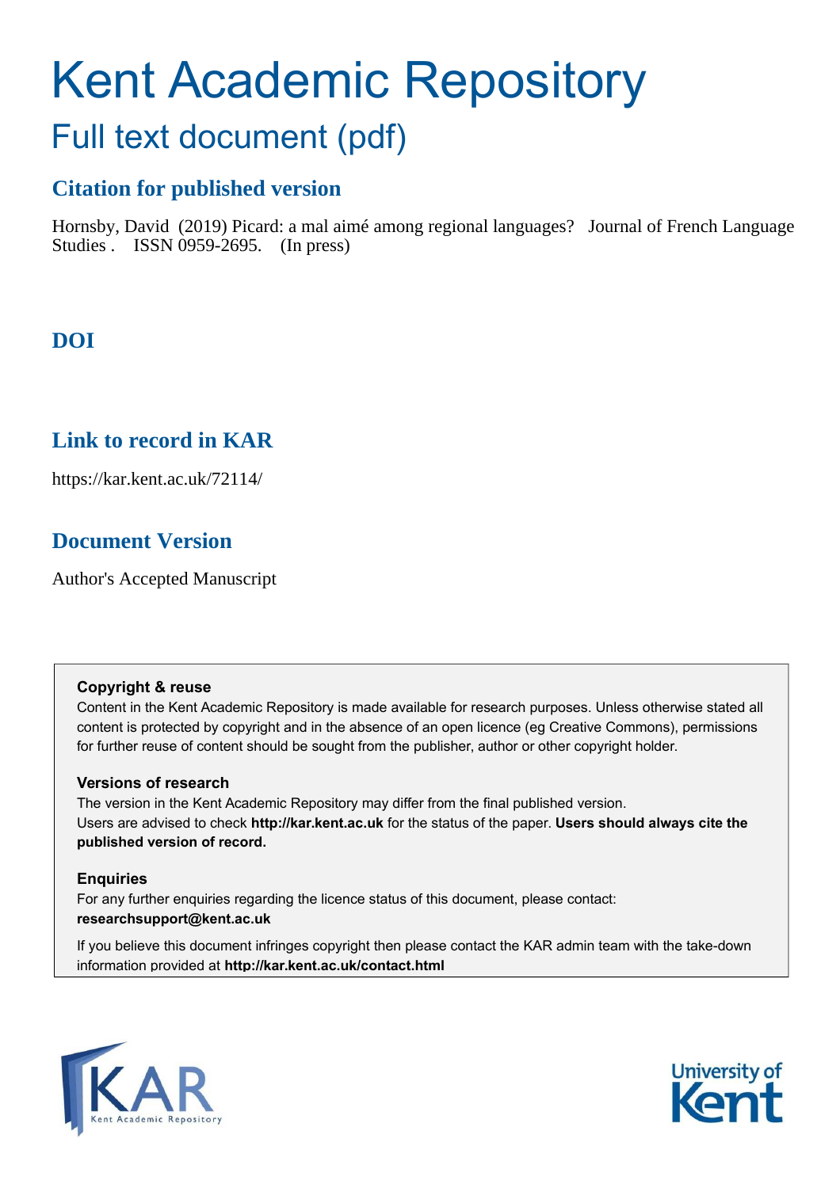# Kent Academic Repository

## Full text document (pdf)

### Citation for published version

Hornsby, David (2019) Picard: a mal aimé among regional languages? Journal of French Language Studies . ISSN 0959-2695. (In press)

### DOI

### Link to record in KAR

https://kar.kent.ac.uk/72114/

### Document Version

Author's Accepted Manuscript

**Copyright & reuse**

Content in the Kent Academic Repository is made available for research purposes. Unless otherwise stated all content is protected by copyright and in the absence of an open licence (eg Creative Commons), permissions for further reuse of content should be sought from the publisher, author or other copyright holder.

**Versions of research**

The version in the Kent Academic Repository may differ from the final published version.
Users are advised to check **http://kar.kent.ac.uk** for the status of the paper. **Users should always cite the published version of record.**

**Enquiries**

For any further enquiries regarding the licence status of this document, please contact:
**researchsupport@kent.ac.uk**

If you believe this document infringes copyright then please contact the KAR admin team with the take-down information provided at **http://kar.kent.ac.uk/contact.html**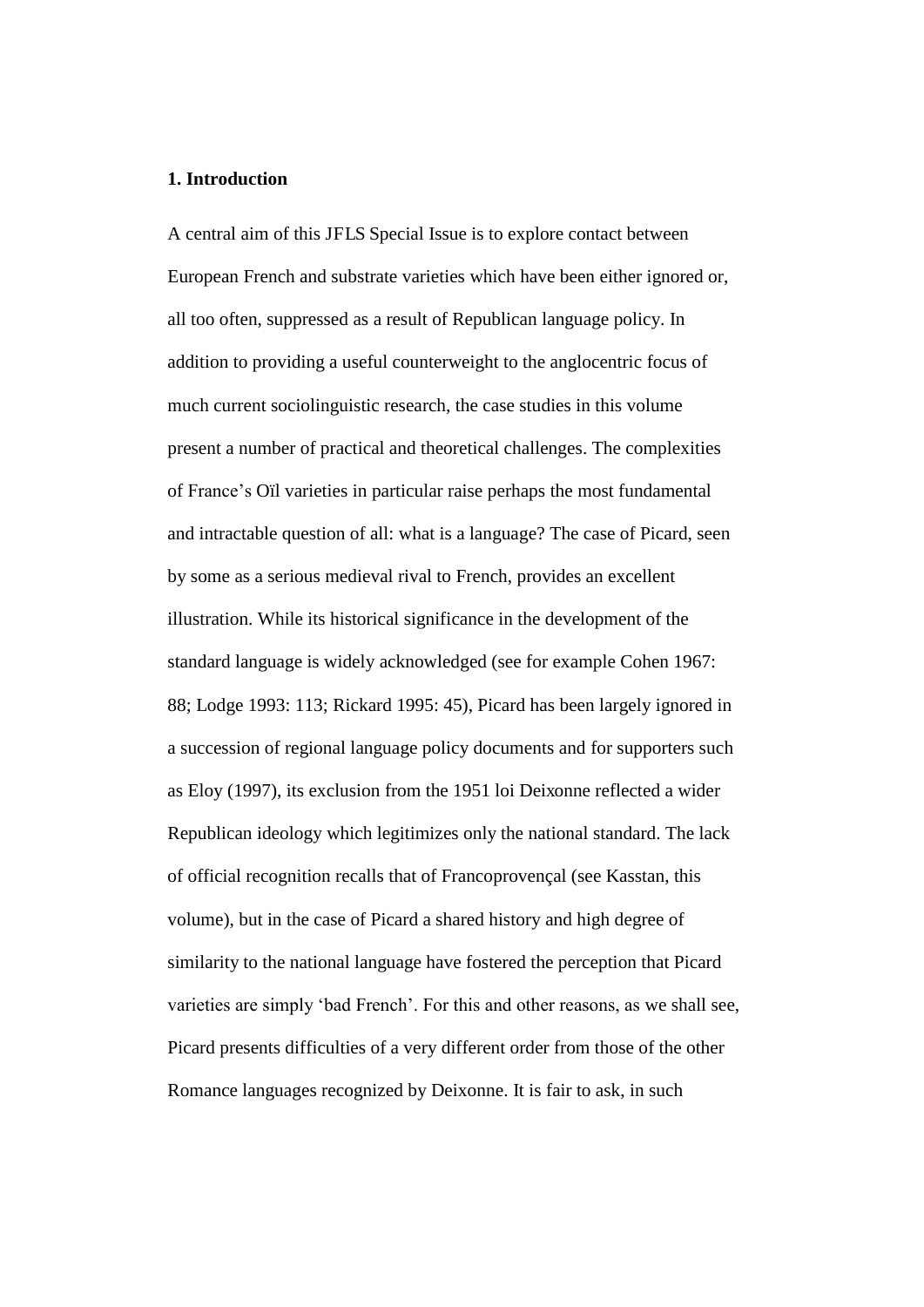## 1. Introduction

A central aim of this JFLS Special Issue is to explore contact between European French and substrate varieties which have been either ignored or, all too often, suppressed as a result of Republican language policy. In addition to providing a useful counterweight to the anglocentric focus of much current sociolinguistic research, the case studies in this volume present a number of practical and theoretical challenges. The complexities of France's Oïl varieties in particular raise perhaps the most fundamental and intractable question of all: what is a language? The case of Picard, seen by some as a serious medieval rival to French, provides an excellent illustration. While its historical significance in the development of the standard language is widely acknowledged (see for example Cohen 1967: 88; Lodge 1993: 113; Rickard 1995: 45), Picard has been largely ignored in a succession of regional language policy documents and for supporters such as Eloy (1997), its exclusion from the 1951 loi Deixonne reflected a wider Republican ideology which legitimizes only the national standard. The lack of official recognition recalls that of Francoprovençal (see Kasstan, this volume), but in the case of Picard a shared history and high degree of similarity to the national language have fostered the perception that Picard varieties are simply 'bad French'. For this and other reasons, as we shall see, Picard presents difficulties of a very different order from those of the other Romance languages recognized by Deixonne. It is fair to ask, in such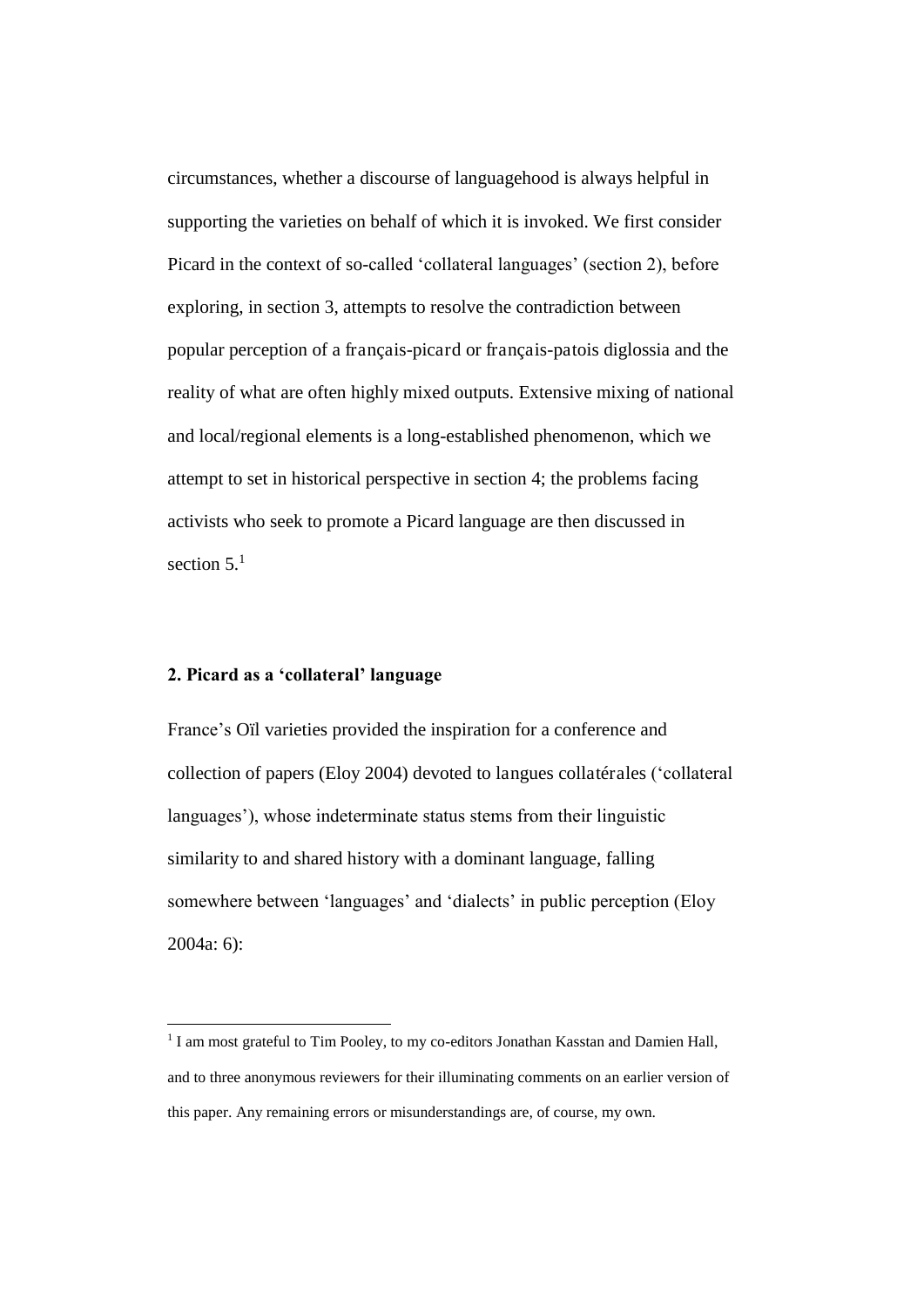circumstances, whether a discourse of languagehood is always helpful in supporting the varieties on behalf of which it is invoked. We first consider Picard in the context of so-called 'collateral languages' (section 2), before exploring, in section 3, attempts to resolve the contradiction between popular perception of a *français-picard* or *français-patois* diglossia and the reality of what are often highly mixed outputs. Extensive mixing of national and local/regional elements is a long-established phenomenon, which we attempt to set in historical perspective in section 4; the problems facing activists who seek to promote a Picard language are then discussed in section 5.[1]

## 2. Picard as a 'collateral' language

France's Oïl varieties provided the inspiration for a conference and collection of papers (Eloy 2004) devoted to *langues collatérales* ('collateral languages'), whose indeterminate status stems from their linguistic similarity to and shared history with a dominant language, falling somewhere between 'languages' and 'dialects' in public perception (Eloy 2004a: 6):

---

[1] I am most grateful to Tim Pooley, to my co-editors Jonathan Kasstan and Damien Hall, and to three anonymous reviewers for their illuminating comments on an earlier version of this paper. Any remaining errors or misunderstandings are, of course, my own.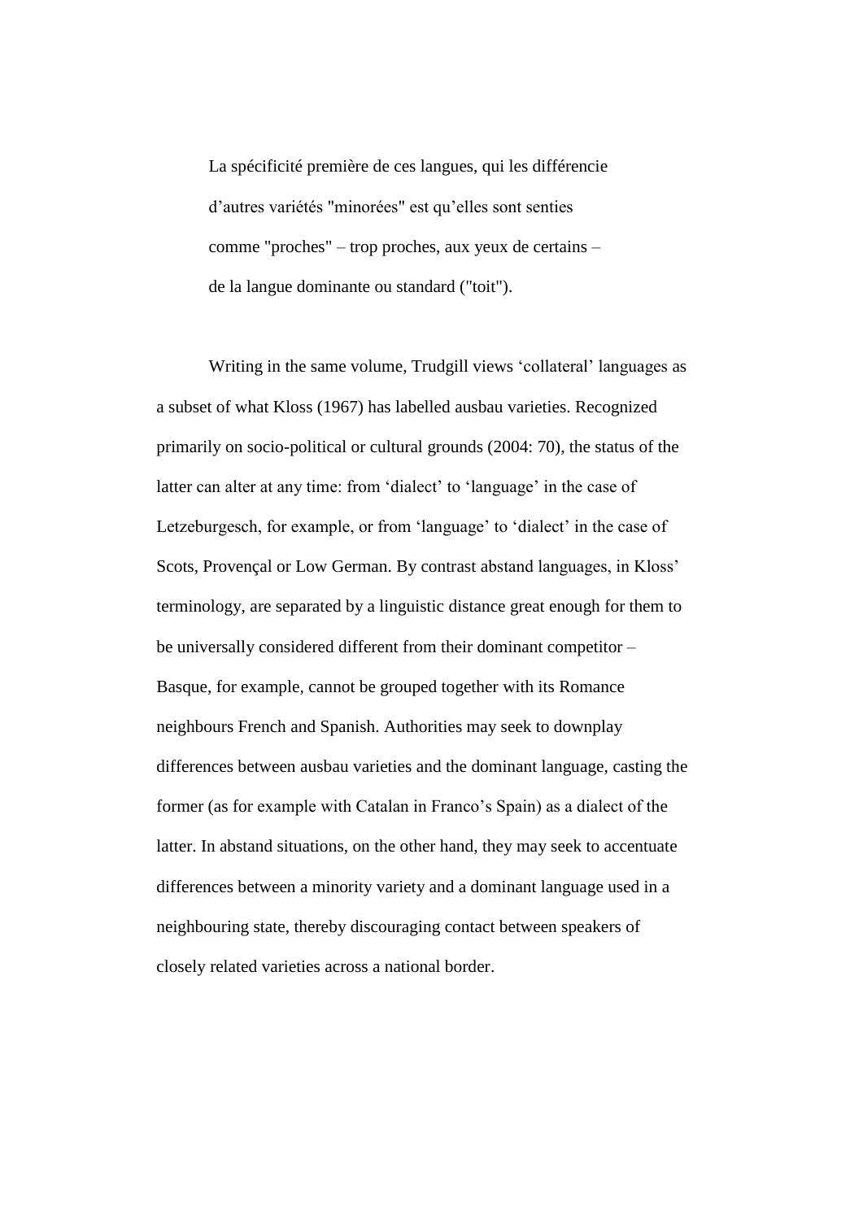> La spécificité première de ces langues, qui les différencie d'autres variétés "minorées" est qu'elles sont senties comme "proches" – trop proches, aux yeux de certains – de la langue dominante ou standard ("toit").

Writing in the same volume, Trudgill views 'collateral' languages as a subset of what Kloss (1967) has labelled ausbau varieties. Recognized primarily on socio-political or cultural grounds (2004: 70), the status of the latter can alter at any time: from 'dialect' to 'language' in the case of Letzeburgesch, for example, or from 'language' to 'dialect' in the case of Scots, Provençal or Low German. By contrast abstand languages, in Kloss' terminology, are separated by a linguistic distance great enough for them to be universally considered different from their dominant competitor – Basque, for example, cannot be grouped together with its Romance neighbours French and Spanish. Authorities may seek to downplay differences between ausbau varieties and the dominant language, casting the former (as for example with Catalan in Franco's Spain) as a dialect of the latter. In abstand situations, on the other hand, they may seek to accentuate differences between a minority variety and a dominant language used in a neighbouring state, thereby discouraging contact between speakers of closely related varieties across a national border.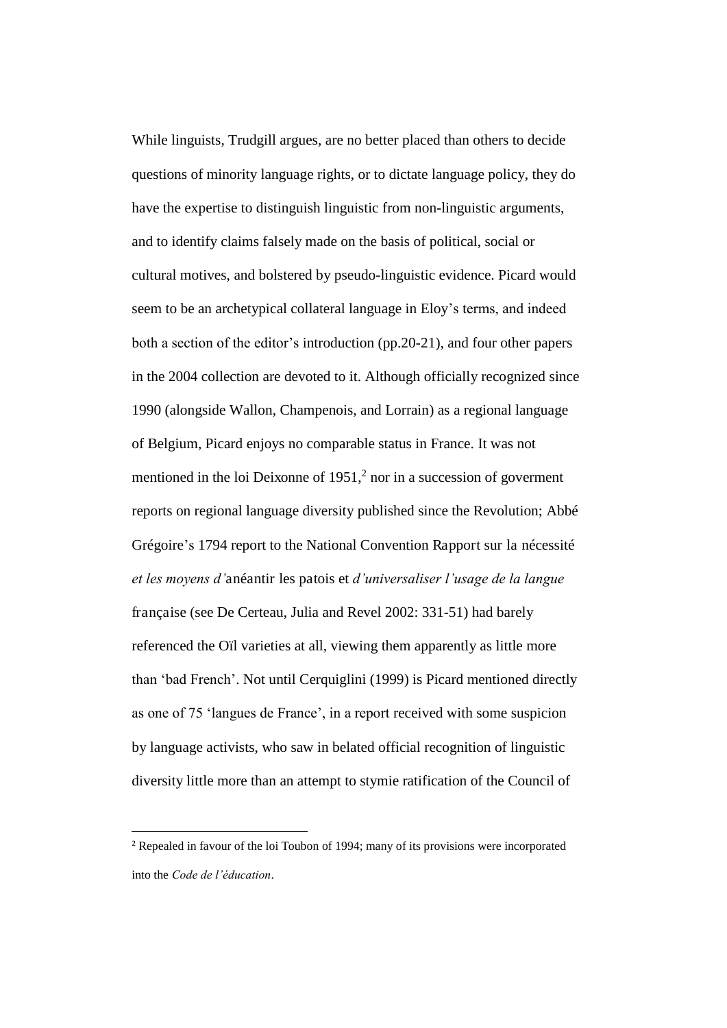While linguists, Trudgill argues, are no better placed than others to decide questions of minority language rights, or to dictate language policy, they do have the expertise to distinguish linguistic from non-linguistic arguments, and to identify claims falsely made on the basis of political, social or cultural motives, and bolstered by pseudo-linguistic evidence. Picard would seem to be an archetypical collateral language in Eloy's terms, and indeed both a section of the editor's introduction (pp.20-21), and four other papers in the 2004 collection are devoted to it. Although officially recognized since 1990 (alongside Wallon, Champenois, and Lorrain) as a regional language of Belgium, Picard enjoys no comparable status in France. It was not mentioned in the loi Deixonne of 1951,[2] nor in a succession of goverment reports on regional language diversity published since the Revolution; Abbé Grégoire's 1794 report to the National Convention Rapport sur la nécessité *et les moyens d'*anéantir les patois et *d'universaliser l'usage de la langue* française (see De Certeau, Julia and Revel 2002: 331-51) had barely referenced the Oïl varieties at all, viewing them apparently as little more than 'bad French'. Not until Cerquiglini (1999) is Picard mentioned directly as one of 75 'langues de France', in a report received with some suspicion by language activists, who saw in belated official recognition of linguistic diversity little more than an attempt to stymie ratification of the Council of

[2] Repealed in favour of the loi Toubon of 1994; many of its provisions were incorporated into the *Code de l'éducation*.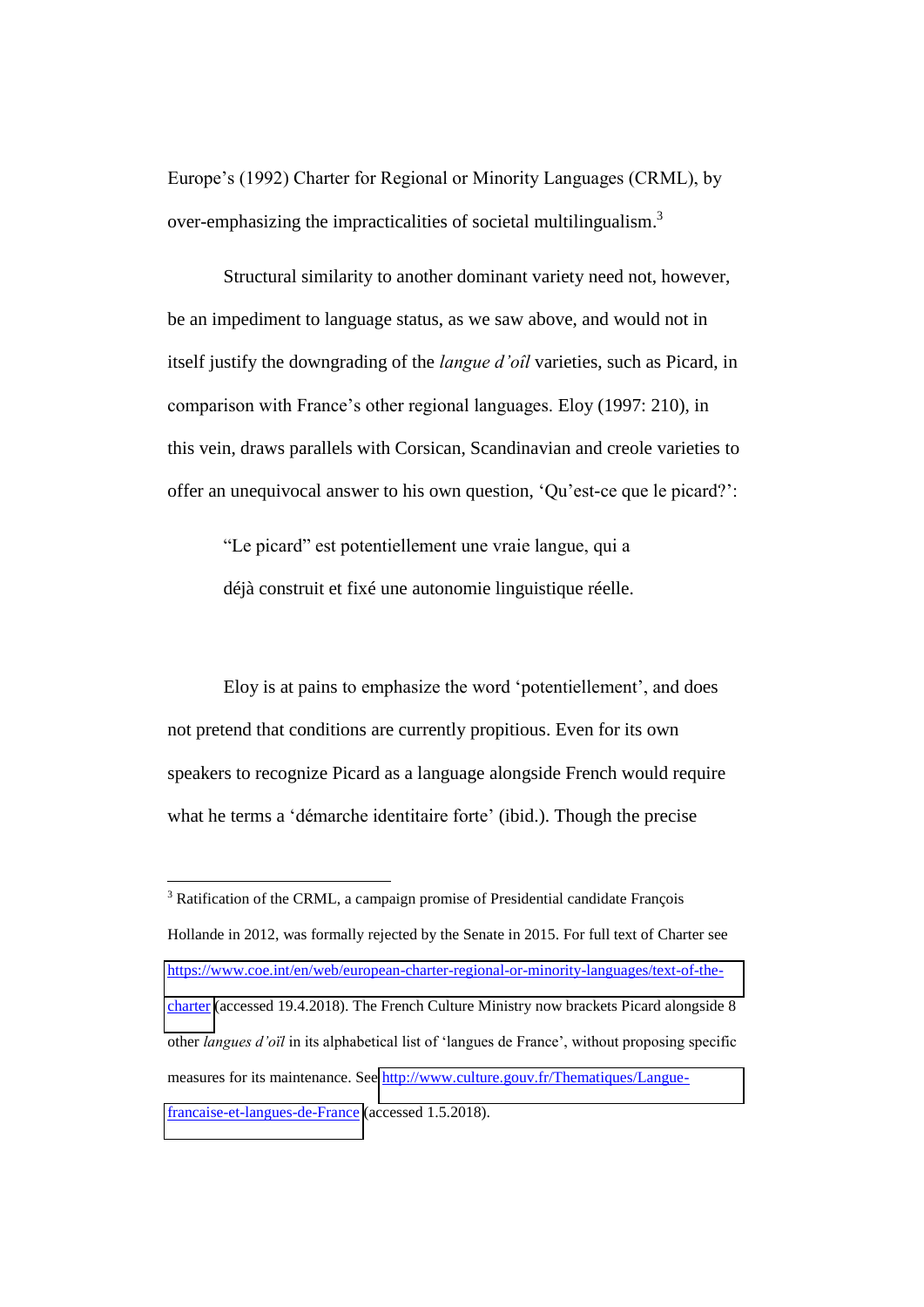Europe's (1992) Charter for Regional or Minority Languages (CRML), by over-emphasizing the impracticalities of societal multilingualism.[3]

Structural similarity to another dominant variety need not, however, be an impediment to language status, as we saw above, and would not in itself justify the downgrading of the *langue d'oîl* varieties, such as Picard, in comparison with France's other regional languages. Eloy (1997: 210), in this vein, draws parallels with Corsican, Scandinavian and creole varieties to offer an unequivocal answer to his own question, 'Qu'est-ce que le picard?':

> "Le picard" est potentiellement une vraie langue, qui a déjà construit et fixé une autonomie linguistique réelle.

Eloy is at pains to emphasize the word 'potentiellement', and does not pretend that conditions are currently propitious. Even for its own speakers to recognize Picard as a language alongside French would require what he terms a 'démarche identitaire forte' (ibid.). Though the precise

---

[3] Ratification of the CRML, a campaign promise of Presidential candidate François Hollande in 2012, was formally rejected by the Senate in 2015. For full text of Charter see https://www.coe.int/en/web/european-charter-regional-or-minority-languages/text-of-the-charter (accessed 19.4.2018). The French Culture Ministry now brackets Picard alongside 8 other *langues d'oïl* in its alphabetical list of 'langues de France', without proposing specific measures for its maintenance. See http://www.culture.gouv.fr/Thematiques/Langue-francaise-et-langues-de-France (accessed 1.5.2018).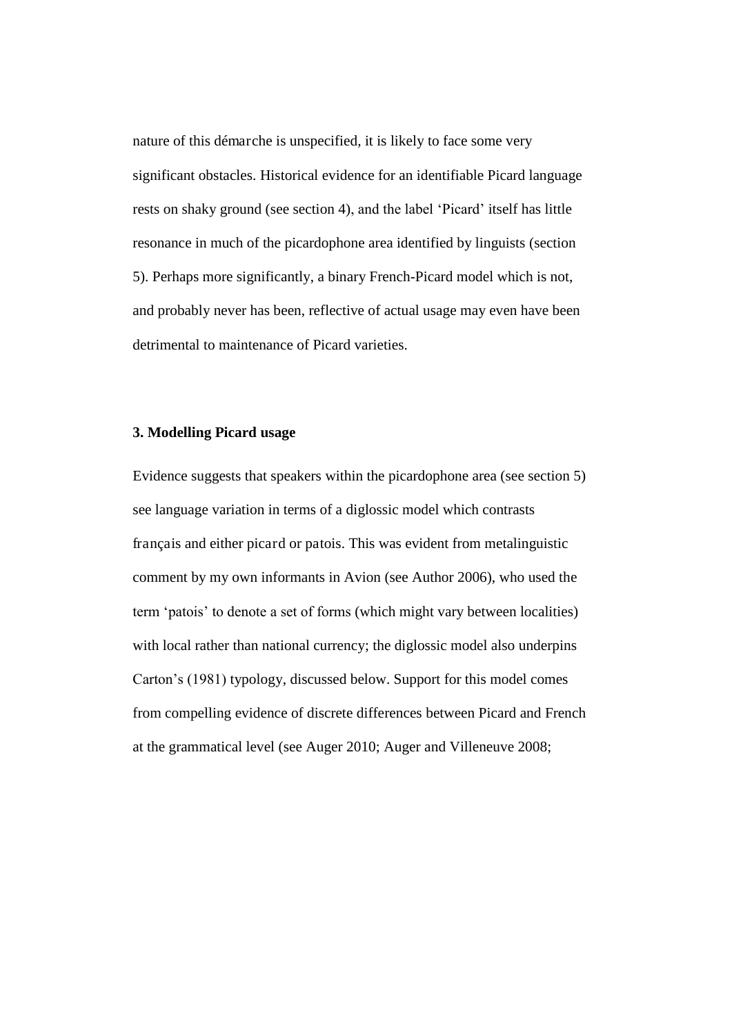nature of this *démarche* is unspecified, it is likely to face some very significant obstacles. Historical evidence for an identifiable Picard language rests on shaky ground (see section 4), and the label 'Picard' itself has little resonance in much of the picardophone area identified by linguists (section 5). Perhaps more significantly, a binary French-Picard model which is not, and probably never has been, reflective of actual usage may even have been detrimental to maintenance of Picard varieties.

## 3. Modelling Picard usage

Evidence suggests that speakers within the picardophone area (see section 5) see language variation in terms of a diglossic model which contrasts *français* and either *picard* or *patois*. This was evident from metalinguistic comment by my own informants in Avion (see Author 2006), who used the term 'patois' to denote a set of forms (which might vary between localities) with local rather than national currency; the diglossic model also underpins Carton's (1981) typology, discussed below. Support for this model comes from compelling evidence of discrete differences between Picard and French at the grammatical level (see Auger 2010; Auger and Villeneuve 2008;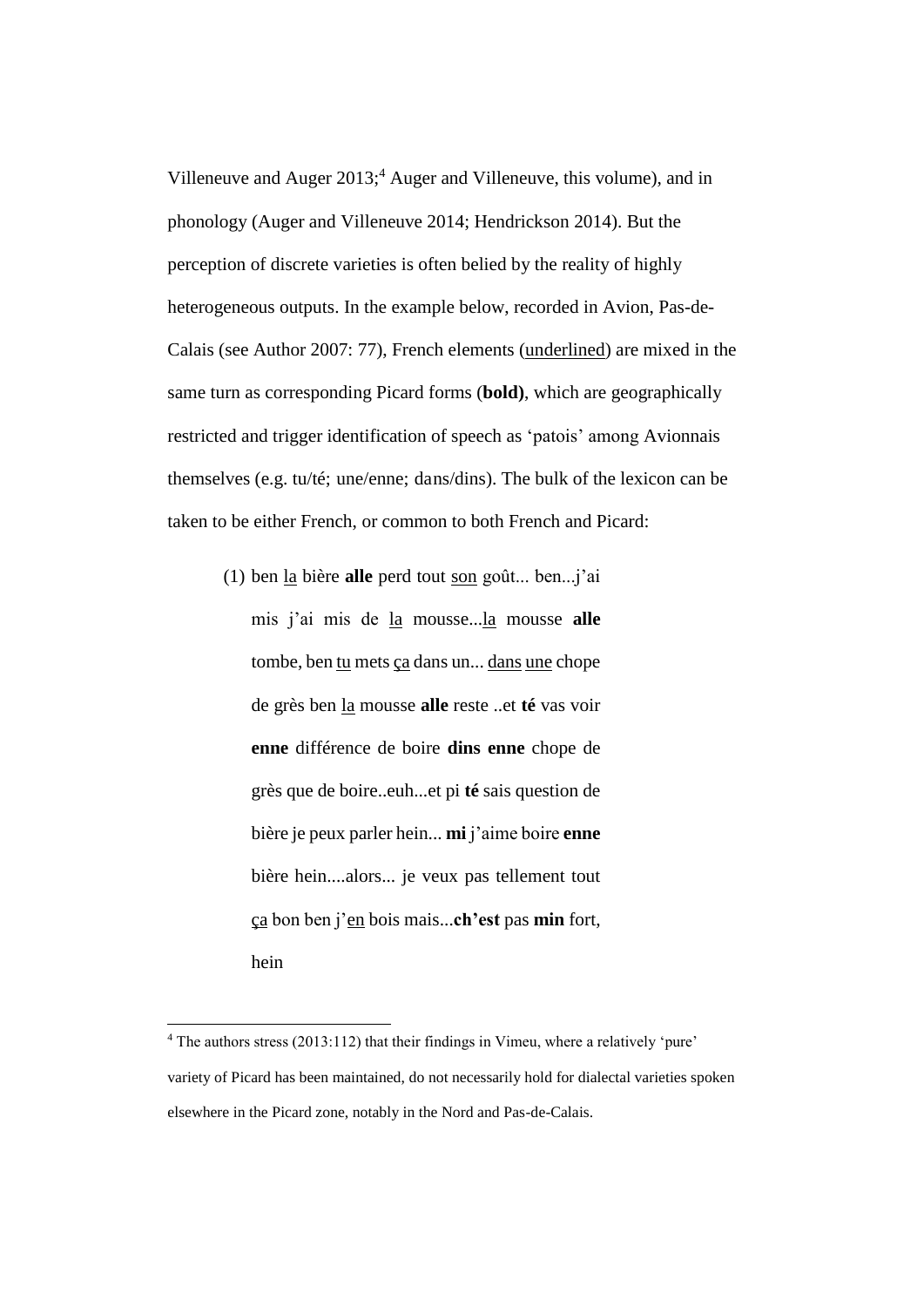Villeneuve and Auger 2013;[4] Auger and Villeneuve, this volume), and in phonology (Auger and Villeneuve 2014; Hendrickson 2014). But the perception of discrete varieties is often belied by the reality of highly heterogeneous outputs. In the example below, recorded in Avion, Pas-de-Calais (see Author 2007: 77), French elements (<u>underlined</u>) are mixed in the same turn as corresponding Picard forms (**bold)**, which are geographically restricted and trigger identification of speech as 'patois' among Avionnais themselves (e.g. tu/té; une/enne; dans/dins). The bulk of the lexicon can be taken to be either French, or common to both French and Picard:

(1) ben <u>la</u> bière **alle** perd tout <u>son</u> goût... ben...j'ai mis j'ai mis de <u>la</u> mousse...<u>la</u> mousse **alle** tombe, ben <u>tu</u> mets <u>ça</u> dans un... <u>dans</u> <u>une</u> chope de grès ben <u>la</u> mousse **alle** reste ..et **té** vas voir **enne** différence de boire **dins enne** chope de grès que de boire..euh...et pi **té** sais question de bière je peux parler hein... **mi** j'aime boire **enne** bière hein....alors... je veux pas tellement tout <u>ça</u> bon ben j'<u>en</u> bois mais...**ch'est** pas **min** fort, hein

[4] The authors stress (2013:112) that their findings in Vimeu, where a relatively 'pure' variety of Picard has been maintained, do not necessarily hold for dialectal varieties spoken elsewhere in the Picard zone, notably in the Nord and Pas-de-Calais.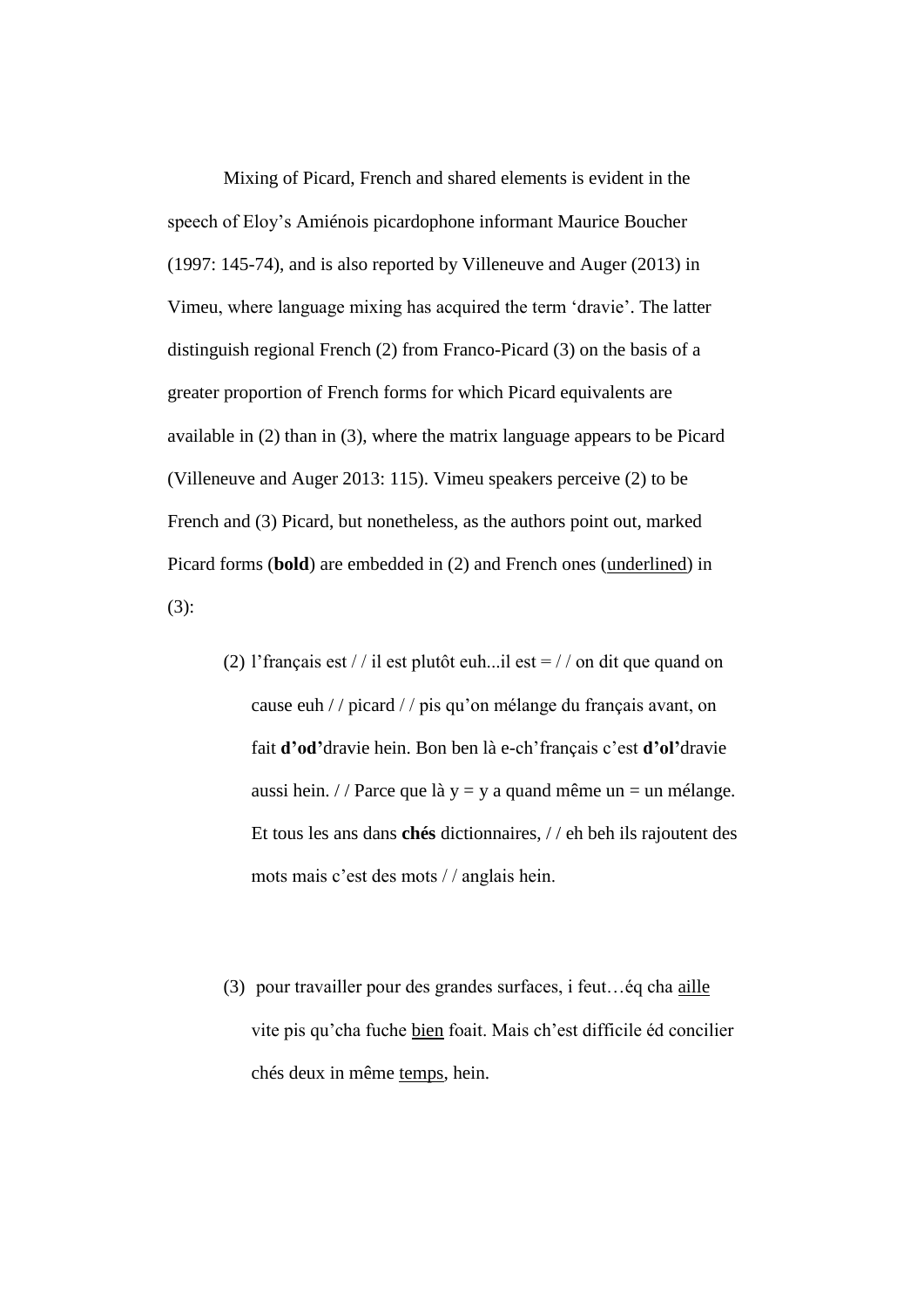Mixing of Picard, French and shared elements is evident in the speech of Eloy's Amiénois picardophone informant Maurice Boucher (1997: 145-74), and is also reported by Villeneuve and Auger (2013) in Vimeu, where language mixing has acquired the term 'dravie'. The latter distinguish regional French (2) from Franco-Picard (3) on the basis of a greater proportion of French forms for which Picard equivalents are available in (2) than in (3), where the matrix language appears to be Picard (Villeneuve and Auger 2013: 115). Vimeu speakers perceive (2) to be French and (3) Picard, but nonetheless, as the authors point out, marked Picard forms (**bold**) are embedded in (2) and French ones (<u>underlined</u>) in (3):

(2) l'français est / / il est plutôt euh...il est = / / on dit que quand on cause euh / / picard / / pis qu'on mélange du français avant, on fait **d'od'**dravie hein. Bon ben là e-ch'français c'est **d'ol'**dravie aussi hein. / / Parce que là y = y a quand même un = un mélange. Et tous les ans dans **chés** dictionnaires, / / eh beh ils rajoutent des mots mais c'est des mots / / anglais hein.

(3) pour travailler pour des grandes surfaces, i feut…éq cha <u>aille</u> vite pis qu'cha fuche <u>bien</u> foait. Mais ch'est difficile éd concilier chés deux in même <u>temps</u>, hein.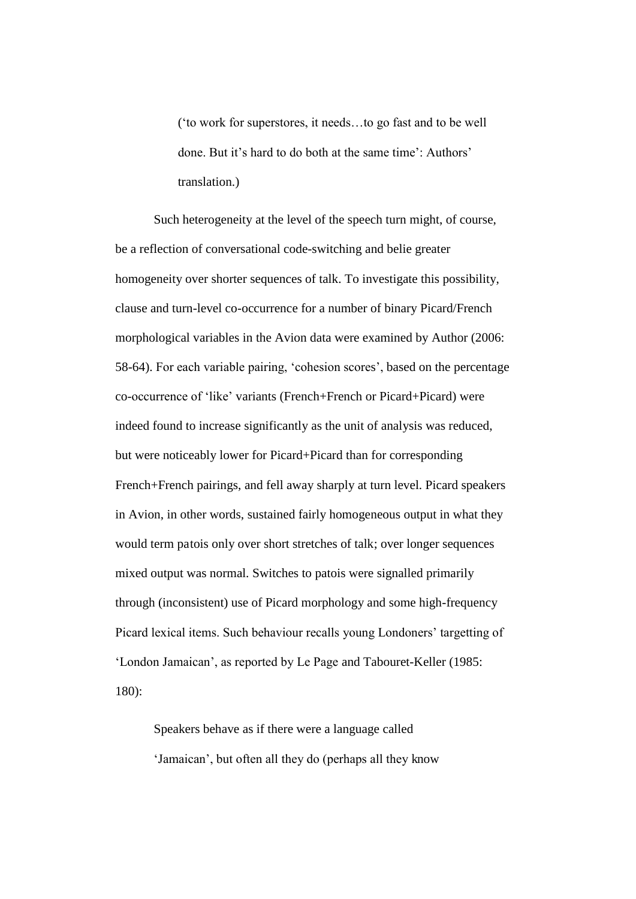('to work for superstores, it needs…to go fast and to be well done. But it's hard to do both at the same time': Authors' translation.)

Such heterogeneity at the level of the speech turn might, of course, be a reflection of conversational code-switching and belie greater homogeneity over shorter sequences of talk. To investigate this possibility, clause and turn-level co-occurrence for a number of binary Picard/French morphological variables in the Avion data were examined by Author (2006: 58-64). For each variable pairing, 'cohesion scores', based on the percentage co-occurrence of 'like' variants (French+French or Picard+Picard) were indeed found to increase significantly as the unit of analysis was reduced, but were noticeably lower for Picard+Picard than for corresponding French+French pairings, and fell away sharply at turn level. Picard speakers in Avion, in other words, sustained fairly homogeneous output in what they would term patois only over short stretches of talk; over longer sequences mixed output was normal. Switches to patois were signalled primarily through (inconsistent) use of Picard morphology and some high-frequency Picard lexical items. Such behaviour recalls young Londoners' targetting of 'London Jamaican', as reported by Le Page and Tabouret-Keller (1985: 180):

> Speakers behave as if there were a language called 'Jamaican', but often all they do (perhaps all they know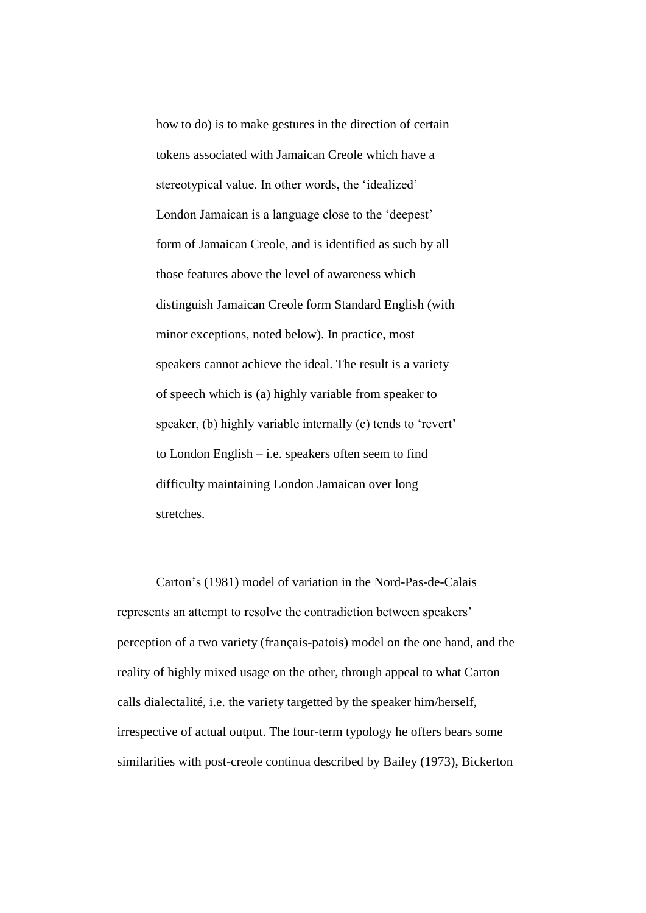how to do) is to make gestures in the direction of certain tokens associated with Jamaican Creole which have a stereotypical value. In other words, the 'idealized' London Jamaican is a language close to the 'deepest' form of Jamaican Creole, and is identified as such by all those features above the level of awareness which distinguish Jamaican Creole form Standard English (with minor exceptions, noted below). In practice, most speakers cannot achieve the ideal. The result is a variety of speech which is (a) highly variable from speaker to speaker, (b) highly variable internally (c) tends to 'revert' to London English – i.e. speakers often seem to find difficulty maintaining London Jamaican over long stretches.

Carton's (1981) model of variation in the Nord-Pas-de-Calais represents an attempt to resolve the contradiction between speakers' perception of a two variety (français-patois) model on the one hand, and the reality of highly mixed usage on the other, through appeal to what Carton calls dialectalité, i.e. the variety targetted by the speaker him/herself, irrespective of actual output. The four-term typology he offers bears some similarities with post-creole continua described by Bailey (1973), Bickerton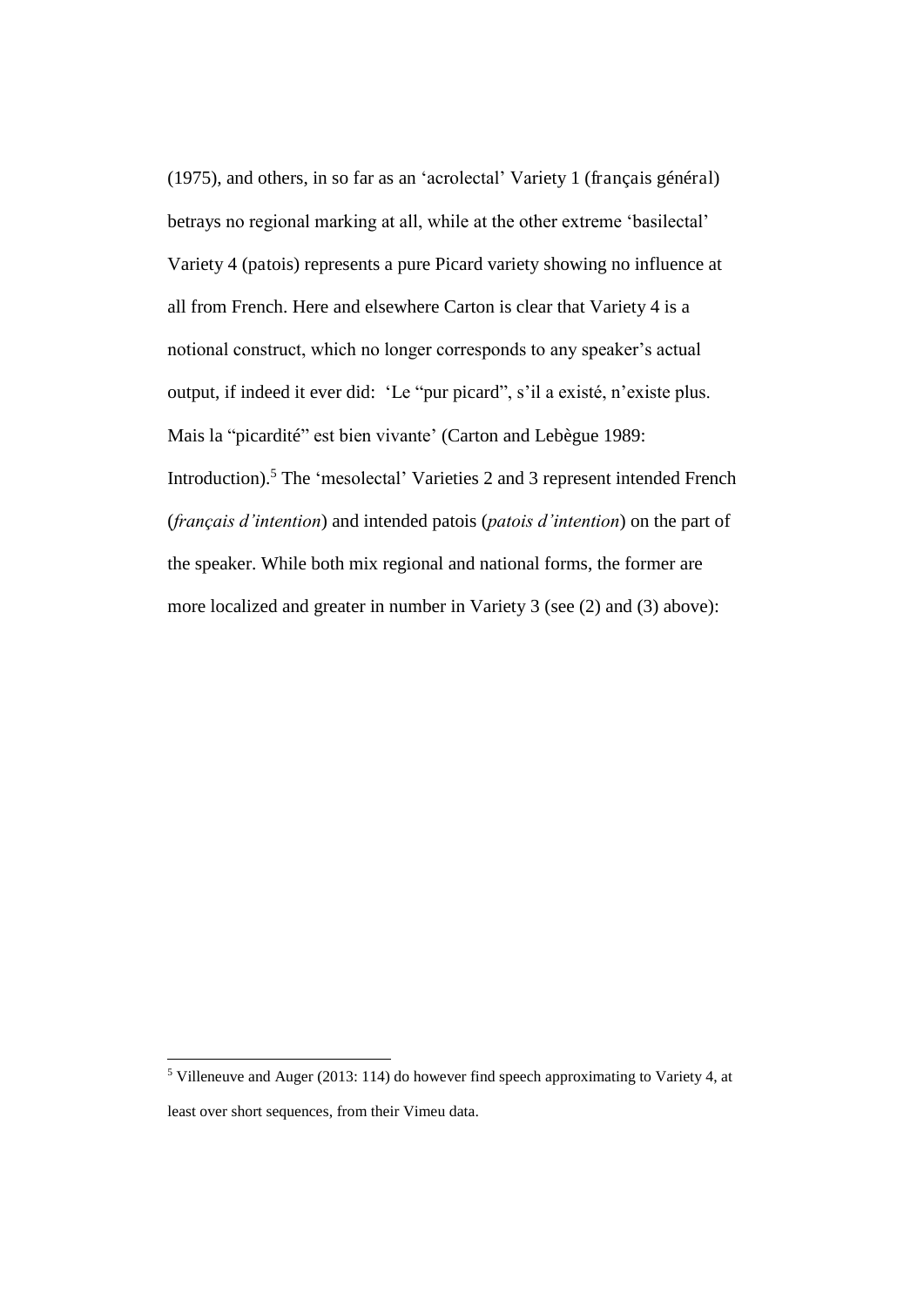(1975), and others, in so far as an 'acrolectal' Variety 1 (français général) betrays no regional marking at all, while at the other extreme 'basilectal' Variety 4 (patois) represents a pure Picard variety showing no influence at all from French. Here and elsewhere Carton is clear that Variety 4 is a notional construct, which no longer corresponds to any speaker's actual output, if indeed it ever did: 'Le "pur picard", s'il a existé, n'existe plus. Mais la "picardité" est bien vivante' (Carton and Lebègue 1989: Introduction).[5] The 'mesolectal' Varieties 2 and 3 represent intended French (*français d'intention*) and intended patois (*patois d'intention*) on the part of the speaker. While both mix regional and national forms, the former are more localized and greater in number in Variety 3 (see (2) and (3) above):

---

[5] Villeneuve and Auger (2013: 114) do however find speech approximating to Variety 4, at least over short sequences, from their Vimeu data.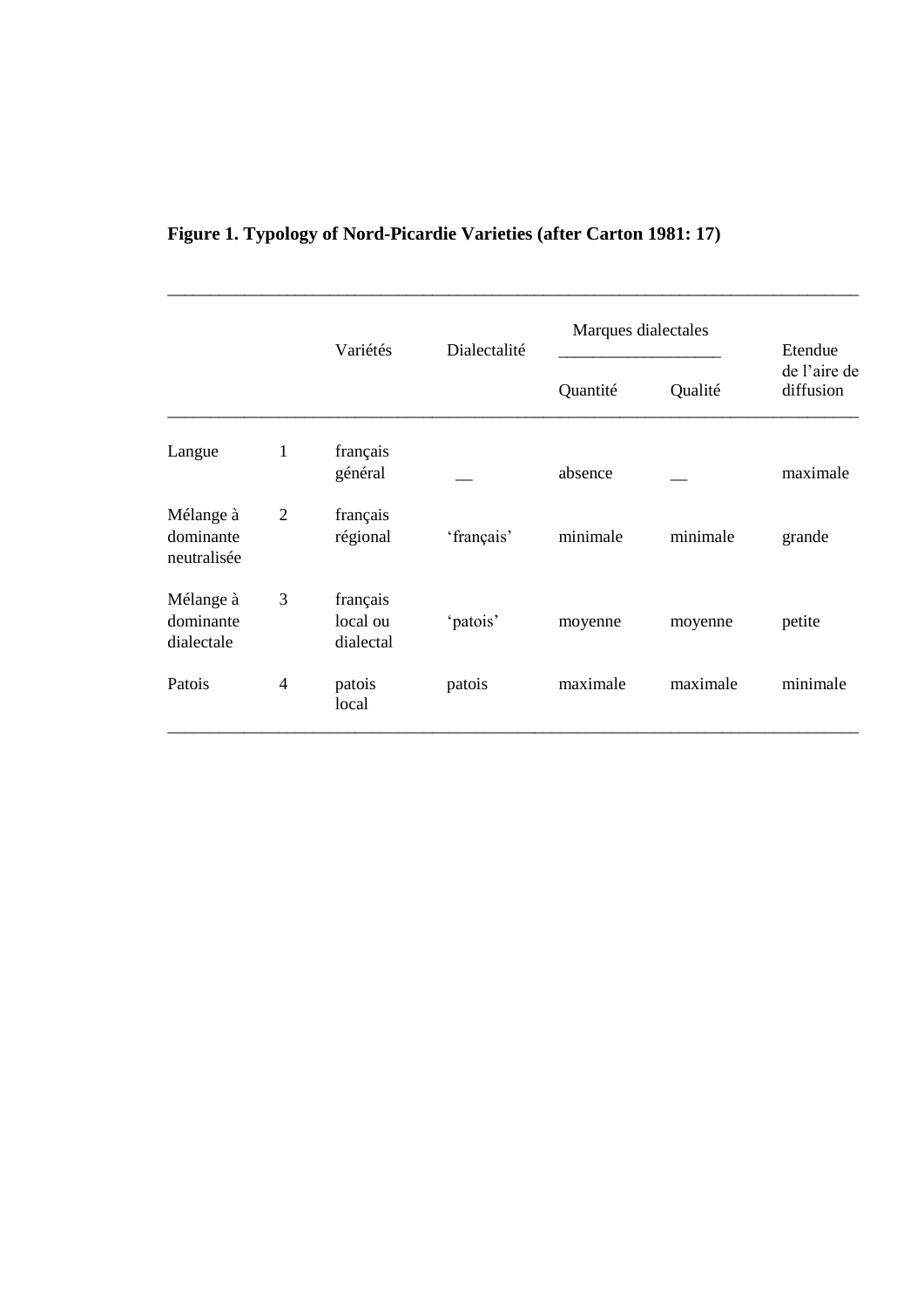**Figure 1. Typology of Nord-Picardie Varieties (after Carton 1981: 17)**

| | | Variétés | Dialectalité | Marques dialectales | | Etendue de l'aire de diffusion |
|---|---|---|---|---|---|---|
| | | | | Quantité | Qualité | |
| Langue | 1 | français général | __ | absence | __ | maximale |
| Mélange à dominante neutralisée | 2 | français régional | 'français' | minimale | minimale | grande |
| Mélange à dominante dialectale | 3 | français local ou dialectal | 'patois' | moyenne | moyenne | petite |
| Patois | 4 | patois local | patois | maximale | maximale | minimale |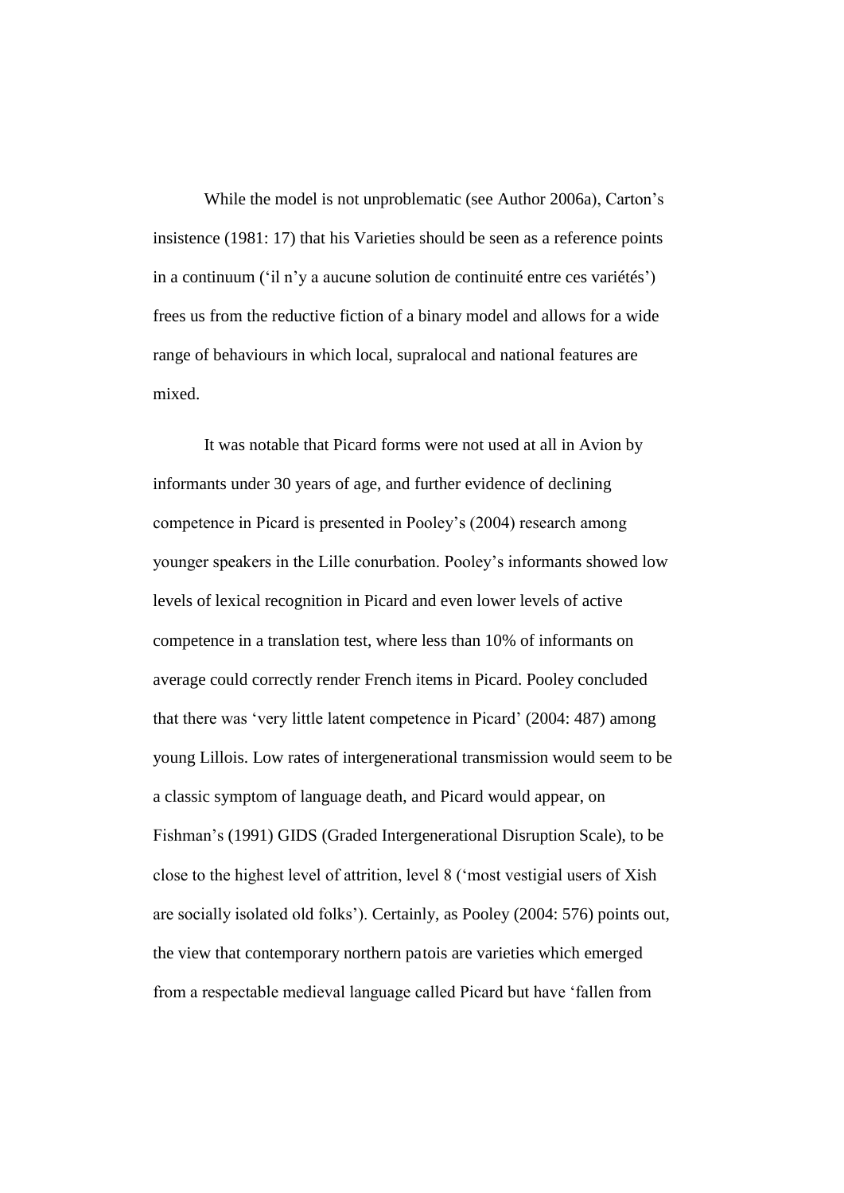While the model is not unproblematic (see Author 2006a), Carton's insistence (1981: 17) that his Varieties should be seen as a reference points in a continuum ('il n'y a aucune solution de continuité entre ces variétés') frees us from the reductive fiction of a binary model and allows for a wide range of behaviours in which local, supralocal and national features are mixed.

It was notable that Picard forms were not used at all in Avion by informants under 30 years of age, and further evidence of declining competence in Picard is presented in Pooley's (2004) research among younger speakers in the Lille conurbation. Pooley's informants showed low levels of lexical recognition in Picard and even lower levels of active competence in a translation test, where less than 10% of informants on average could correctly render French items in Picard. Pooley concluded that there was 'very little latent competence in Picard' (2004: 487) among young Lillois. Low rates of intergenerational transmission would seem to be a classic symptom of language death, and Picard would appear, on Fishman's (1991) GIDS (Graded Intergenerational Disruption Scale), to be close to the highest level of attrition, level 8 ('most vestigial users of Xish are socially isolated old folks'). Certainly, as Pooley (2004: 576) points out, the view that contemporary northern patois are varieties which emerged from a respectable medieval language called Picard but have 'fallen from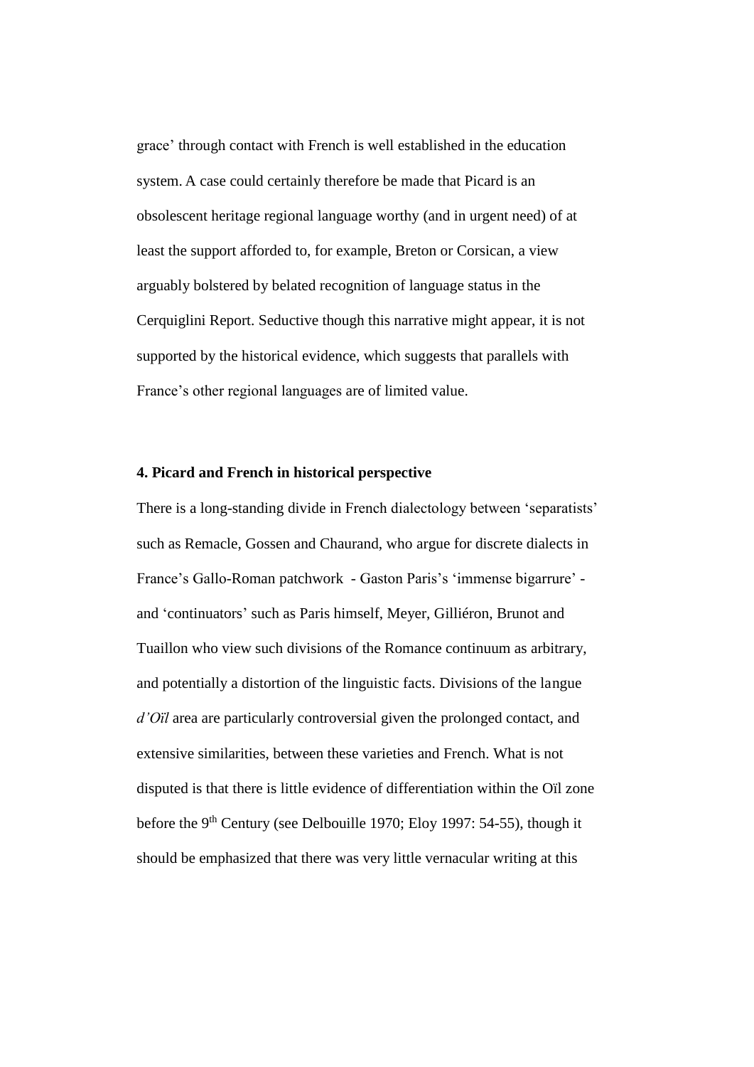grace' through contact with French is well established in the education system. A case could certainly therefore be made that Picard is an obsolescent heritage regional language worthy (and in urgent need) of at least the support afforded to, for example, Breton or Corsican, a view arguably bolstered by belated recognition of language status in the Cerquiglini Report. Seductive though this narrative might appear, it is not supported by the historical evidence, which suggests that parallels with France's other regional languages are of limited value.

**4. Picard and French in historical perspective**

There is a long-standing divide in French dialectology between 'separatists' such as Remacle, Gossen and Chaurand, who argue for discrete dialects in France's Gallo-Roman patchwork - Gaston Paris's 'immense bigarrure' - and 'continuators' such as Paris himself, Meyer, Gilliéron, Brunot and Tuaillon who view such divisions of the Romance continuum as arbitrary, and potentially a distortion of the linguistic facts. Divisions of the langue *d'Oïl* area are particularly controversial given the prolonged contact, and extensive similarities, between these varieties and French. What is not disputed is that there is little evidence of differentiation within the Oïl zone before the 9th Century (see Delbouille 1970; Eloy 1997: 54-55), though it should be emphasized that there was very little vernacular writing at this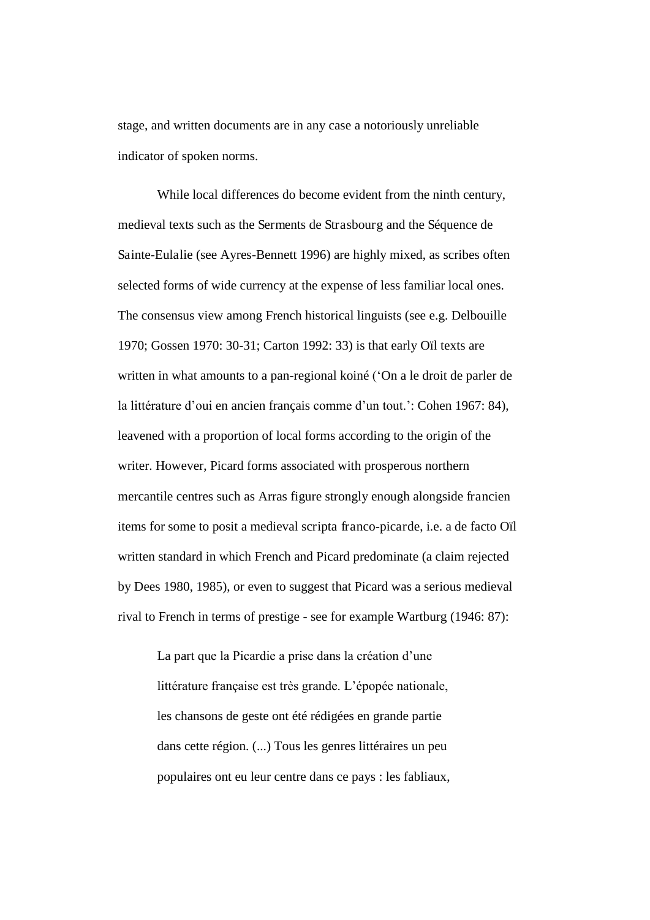stage, and written documents are in any case a notoriously unreliable indicator of spoken norms.

While local differences do become evident from the ninth century, medieval texts such as the Serments de Strasbourg and the Séquence de Sainte-Eulalie (see Ayres-Bennett 1996) are highly mixed, as scribes often selected forms of wide currency at the expense of less familiar local ones. The consensus view among French historical linguists (see e.g. Delbouille 1970; Gossen 1970: 30-31; Carton 1992: 33) is that early Oïl texts are written in what amounts to a pan-regional koiné ('On a le droit de parler de la littérature d'oui en ancien français comme d'un tout.': Cohen 1967: 84), leavened with a proportion of local forms according to the origin of the writer. However, Picard forms associated with prosperous northern mercantile centres such as Arras figure strongly enough alongside francien items for some to posit a medieval scripta franco-picarde, i.e. a de facto Oïl written standard in which French and Picard predominate (a claim rejected by Dees 1980, 1985), or even to suggest that Picard was a serious medieval rival to French in terms of prestige - see for example Wartburg (1946: 87):

> La part que la Picardie a prise dans la création d'une littérature française est très grande. L'épopée nationale, les chansons de geste ont été rédigées en grande partie dans cette région. (...) Tous les genres littéraires un peu populaires ont eu leur centre dans ce pays : les fabliaux,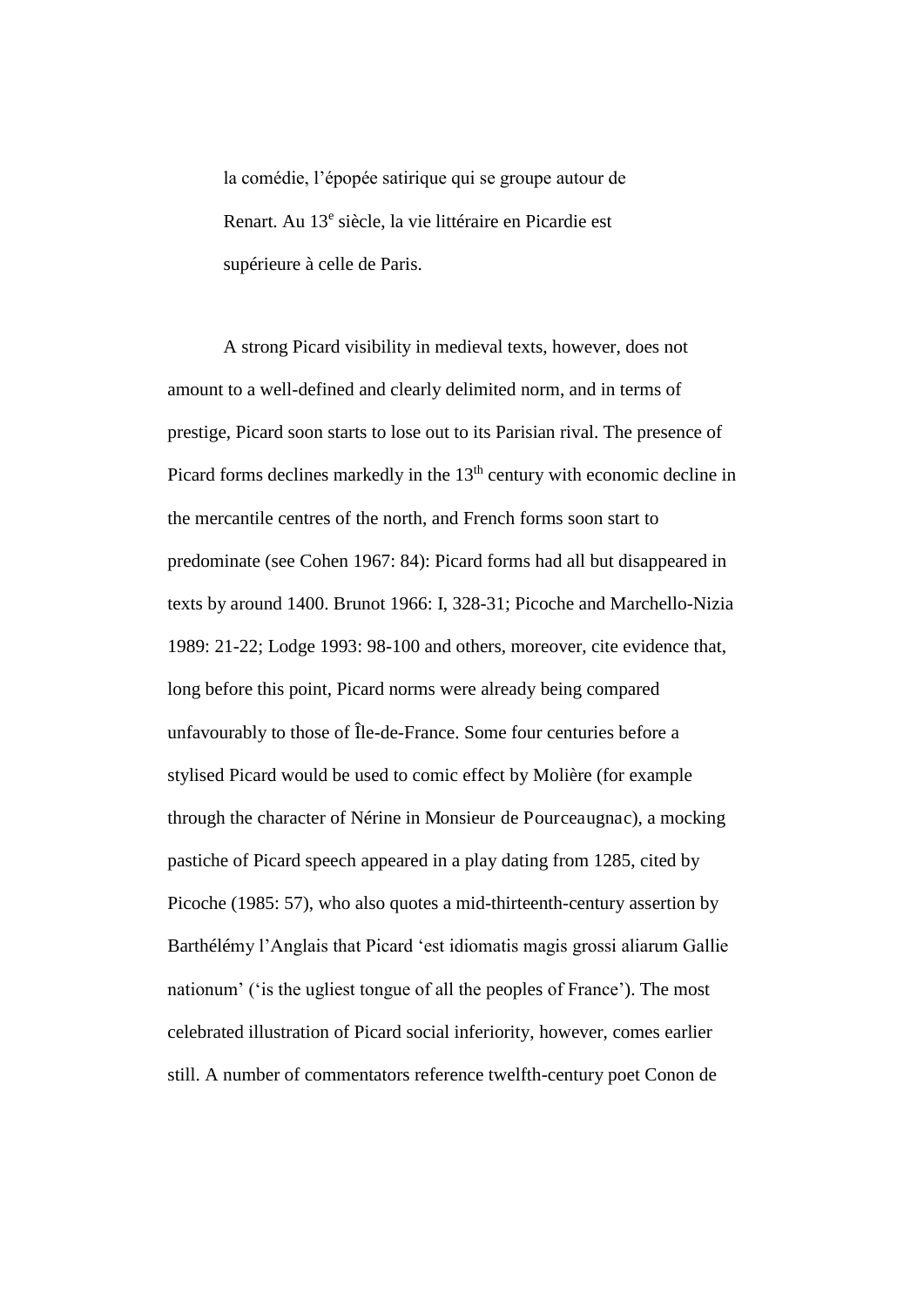la comédie, l'épopée satirique qui se groupe autour de Renart. Au 13e siècle, la vie littéraire en Picardie est supérieure à celle de Paris.

A strong Picard visibility in medieval texts, however, does not amount to a well-defined and clearly delimited norm, and in terms of prestige, Picard soon starts to lose out to its Parisian rival. The presence of Picard forms declines markedly in the 13th century with economic decline in the mercantile centres of the north, and French forms soon start to predominate (see Cohen 1967: 84): Picard forms had all but disappeared in texts by around 1400. Brunot 1966: I, 328-31; Picoche and Marchello-Nizia 1989: 21-22; Lodge 1993: 98-100 and others, moreover, cite evidence that, long before this point, Picard norms were already being compared unfavourably to those of Île-de-France. Some four centuries before a stylised Picard would be used to comic effect by Molière (for example through the character of Nérine in Monsieur de Pourceaugnac), a mocking pastiche of Picard speech appeared in a play dating from 1285, cited by Picoche (1985: 57), who also quotes a mid-thirteenth-century assertion by Barthélémy l'Anglais that Picard 'est idiomatis magis grossi aliarum Gallie nationum' ('is the ugliest tongue of all the peoples of France'). The most celebrated illustration of Picard social inferiority, however, comes earlier still. A number of commentators reference twelfth-century poet Conon de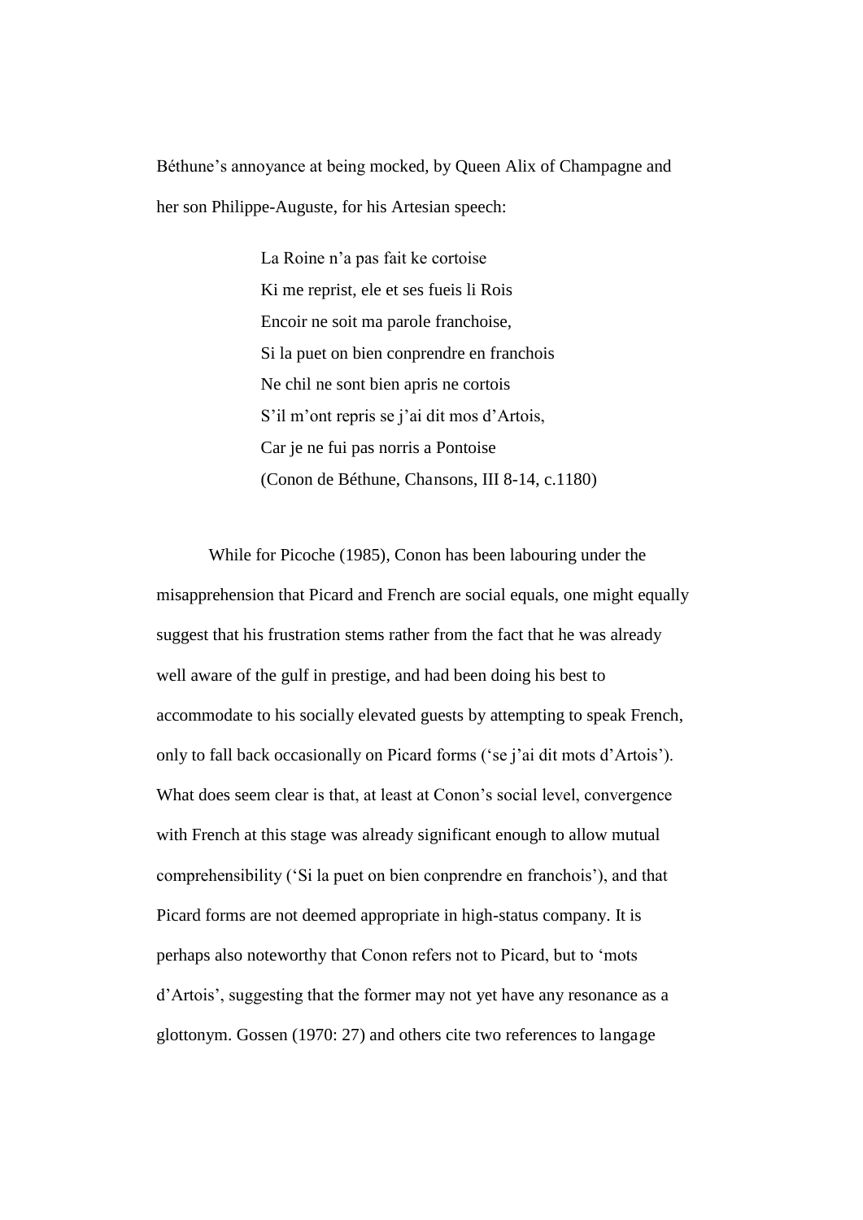Béthune's annoyance at being mocked, by Queen Alix of Champagne and her son Philippe-Auguste, for his Artesian speech:

> La Roine n'a pas fait ke cortoise
> Ki me reprist, ele et ses fueis li Rois
> Encoir ne soit ma parole franchoise,
> Si la puet on bien conprendre en franchois
> Ne chil ne sont bien apris ne cortois
> S'il m'ont repris se j'ai dit mos d'Artois,
> Car je ne fui pas norris a Pontoise
> (Conon de Béthune, Chansons, III 8-14, c.1180)

While for Picoche (1985), Conon has been labouring under the misapprehension that Picard and French are social equals, one might equally suggest that his frustration stems rather from the fact that he was already well aware of the gulf in prestige, and had been doing his best to accommodate to his socially elevated guests by attempting to speak French, only to fall back occasionally on Picard forms ('se j'ai dit mots d'Artois'). What does seem clear is that, at least at Conon's social level, convergence with French at this stage was already significant enough to allow mutual comprehensibility ('Si la puet on bien conprendre en franchois'), and that Picard forms are not deemed appropriate in high-status company. It is perhaps also noteworthy that Conon refers not to Picard, but to 'mots d'Artois', suggesting that the former may not yet have any resonance as a glottonym. Gossen (1970: 27) and others cite two references to langage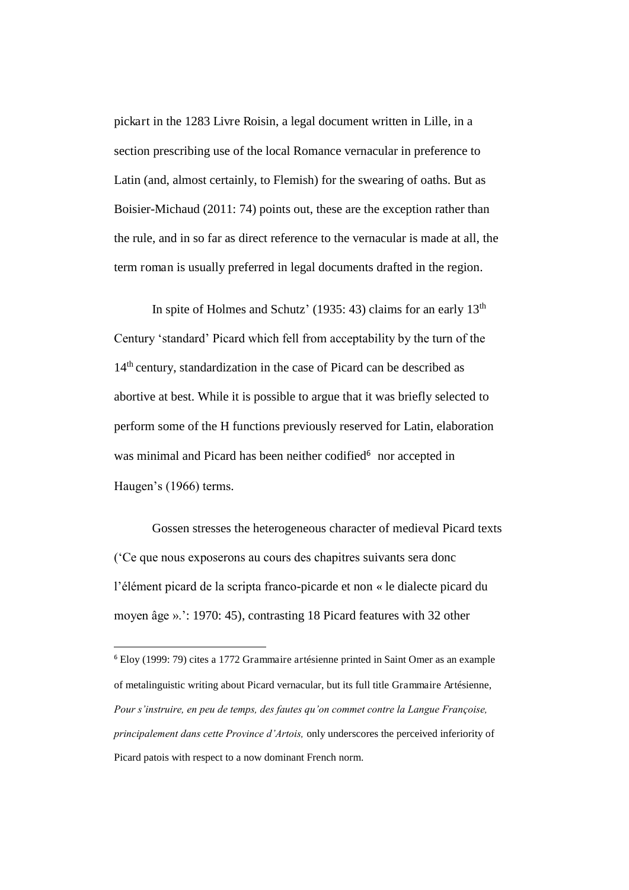pickart in the 1283 Livre Roisin, a legal document written in Lille, in a section prescribing use of the local Romance vernacular in preference to Latin (and, almost certainly, to Flemish) for the swearing of oaths. But as Boisier-Michaud (2011: 74) points out, these are the exception rather than the rule, and in so far as direct reference to the vernacular is made at all, the term roman is usually preferred in legal documents drafted in the region.

In spite of Holmes and Schutz' (1935: 43) claims for an early 13th Century 'standard' Picard which fell from acceptability by the turn of the 14th century, standardization in the case of Picard can be described as abortive at best. While it is possible to argue that it was briefly selected to perform some of the H functions previously reserved for Latin, elaboration was minimal and Picard has been neither codified[6] nor accepted in Haugen's (1966) terms.

Gossen stresses the heterogeneous character of medieval Picard texts ('Ce que nous exposerons au cours des chapitres suivants sera donc l'élément picard de la scripta franco-picarde et non « le dialecte picard du moyen âge ».': 1970: 45), contrasting 18 Picard features with 32 other

---

[6] Eloy (1999: 79) cites a 1772 Grammaire artésienne printed in Saint Omer as an example of metalinguistic writing about Picard vernacular, but its full title Grammaire Artésienne, *Pour s'instruire, en peu de temps, des fautes qu'on commet contre la Langue Françoise, principalement dans cette Province d'Artois,* only underscores the perceived inferiority of Picard patois with respect to a now dominant French norm.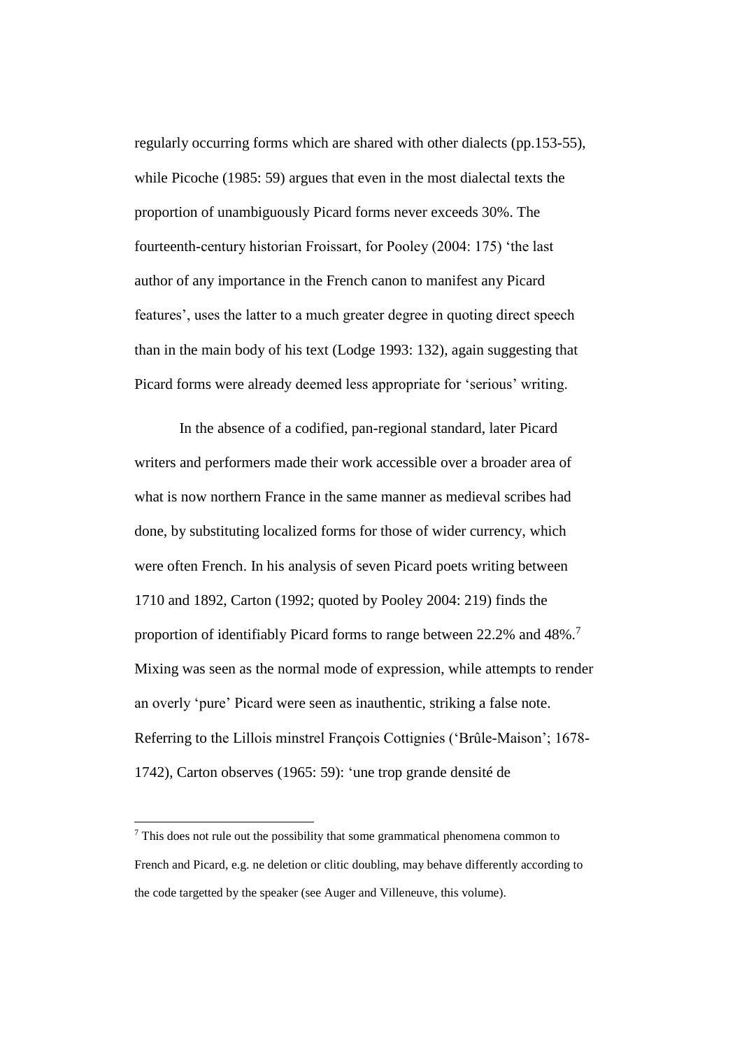regularly occurring forms which are shared with other dialects (pp.153-55), while Picoche (1985: 59) argues that even in the most dialectal texts the proportion of unambiguously Picard forms never exceeds 30%. The fourteenth-century historian Froissart, for Pooley (2004: 175) 'the last author of any importance in the French canon to manifest any Picard features', uses the latter to a much greater degree in quoting direct speech than in the main body of his text (Lodge 1993: 132), again suggesting that Picard forms were already deemed less appropriate for 'serious' writing.

In the absence of a codified, pan-regional standard, later Picard writers and performers made their work accessible over a broader area of what is now northern France in the same manner as medieval scribes had done, by substituting localized forms for those of wider currency, which were often French. In his analysis of seven Picard poets writing between 1710 and 1892, Carton (1992; quoted by Pooley 2004: 219) finds the proportion of identifiably Picard forms to range between 22.2% and 48%.[7] Mixing was seen as the normal mode of expression, while attempts to render an overly 'pure' Picard were seen as inauthentic, striking a false note. Referring to the Lillois minstrel François Cottignies ('Brûle-Maison'; 1678-1742), Carton observes (1965: 59): 'une trop grande densité de

[7] This does not rule out the possibility that some grammatical phenomena common to French and Picard, e.g. ne deletion or clitic doubling, may behave differently according to the code targetted by the speaker (see Auger and Villeneuve, this volume).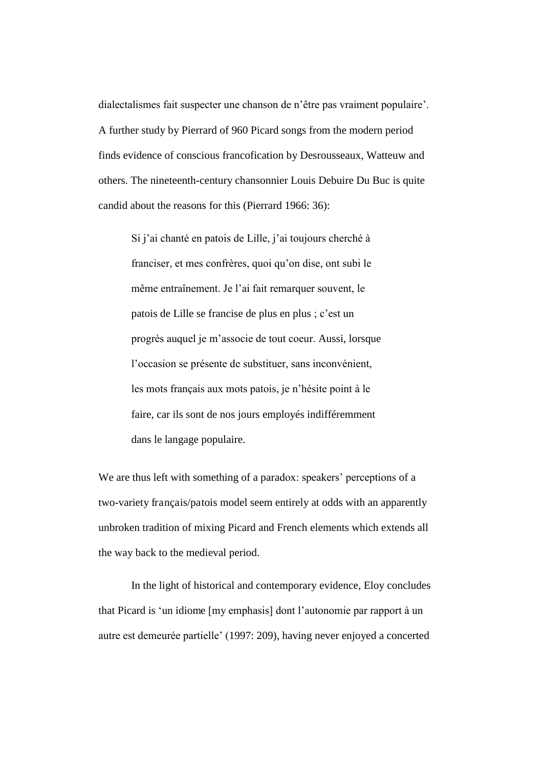dialectalismes fait suspecter une chanson de n'être pas vraiment populaire'. A further study by Pierrard of 960 Picard songs from the modern period finds evidence of conscious francofication by Desrousseaux, Watteuw and others. The nineteenth-century chansonnier Louis Debuire Du Buc is quite candid about the reasons for this (Pierrard 1966: 36):

> Si j'ai chanté en patois de Lille, j'ai toujours cherché à franciser, et mes confrères, quoi qu'on dise, ont subi le même entraînement. Je l'ai fait remarquer souvent, le patois de Lille se francise de plus en plus ; c'est un progrès auquel je m'associe de tout coeur. Aussi, lorsque l'occasion se présente de substituer, sans inconvénient, les mots français aux mots patois, je n'hésite point à le faire, car ils sont de nos jours employés indifféremment dans le langage populaire.

We are thus left with something of a paradox: speakers' perceptions of a two-variety français/patois model seem entirely at odds with an apparently unbroken tradition of mixing Picard and French elements which extends all the way back to the medieval period.

In the light of historical and contemporary evidence, Eloy concludes that Picard is 'un idiome [my emphasis] dont l'autonomie par rapport à un autre est demeurée partielle' (1997: 209), having never enjoyed a concerted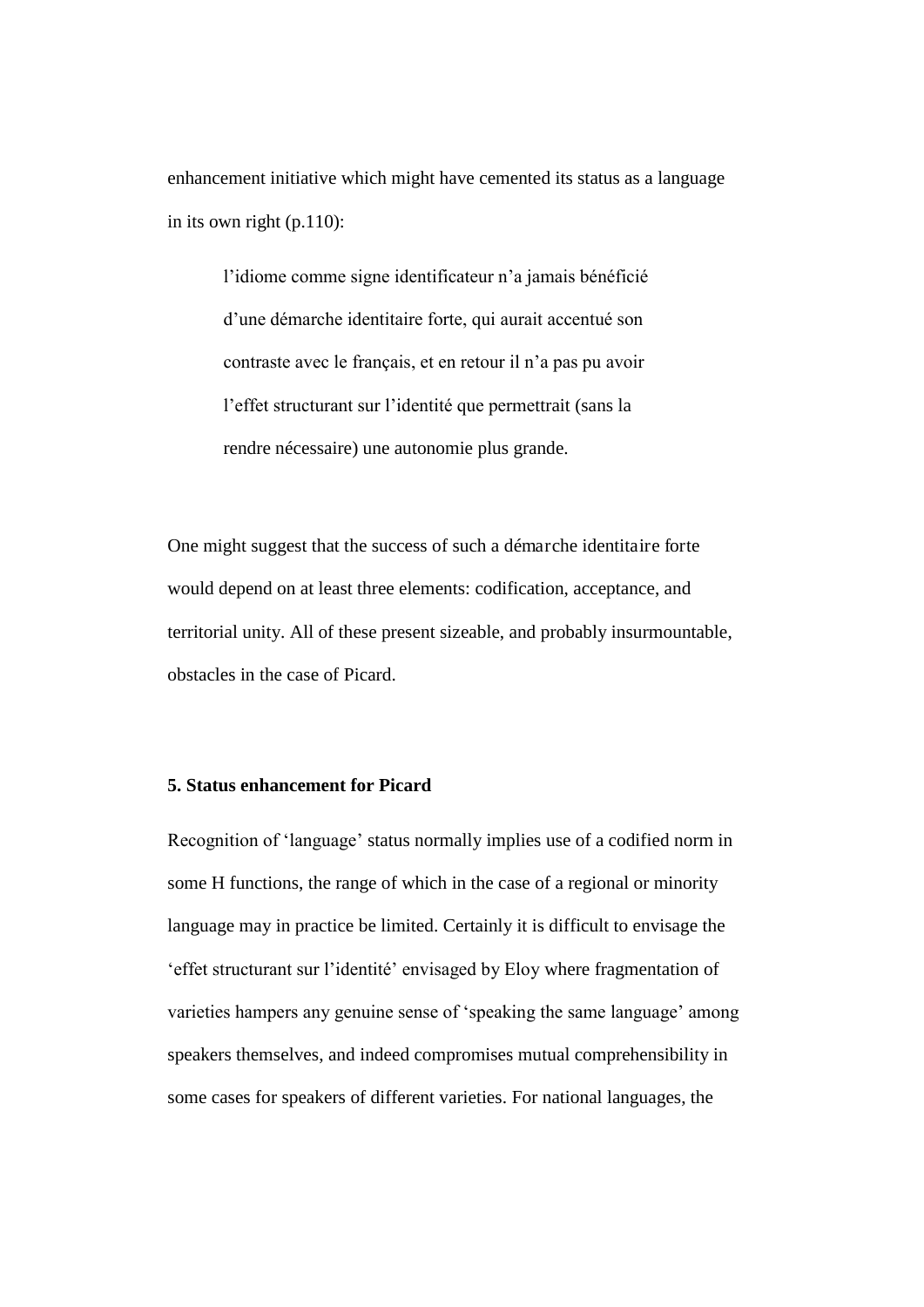enhancement initiative which might have cemented its status as a language in its own right (p.110):

> l'idiome comme signe identificateur n'a jamais bénéficié d'une démarche identitaire forte, qui aurait accentué son contraste avec le français, et en retour il n'a pas pu avoir l'effet structurant sur l'identité que permettrait (sans la rendre nécessaire) une autonomie plus grande.

One might suggest that the success of such a démarche identitaire forte would depend on at least three elements: codification, acceptance, and territorial unity. All of these present sizeable, and probably insurmountable, obstacles in the case of Picard.

## 5. Status enhancement for Picard

Recognition of 'language' status normally implies use of a codified norm in some H functions, the range of which in the case of a regional or minority language may in practice be limited. Certainly it is difficult to envisage the 'effet structurant sur l'identité' envisaged by Eloy where fragmentation of varieties hampers any genuine sense of 'speaking the same language' among speakers themselves, and indeed compromises mutual comprehensibility in some cases for speakers of different varieties. For national languages, the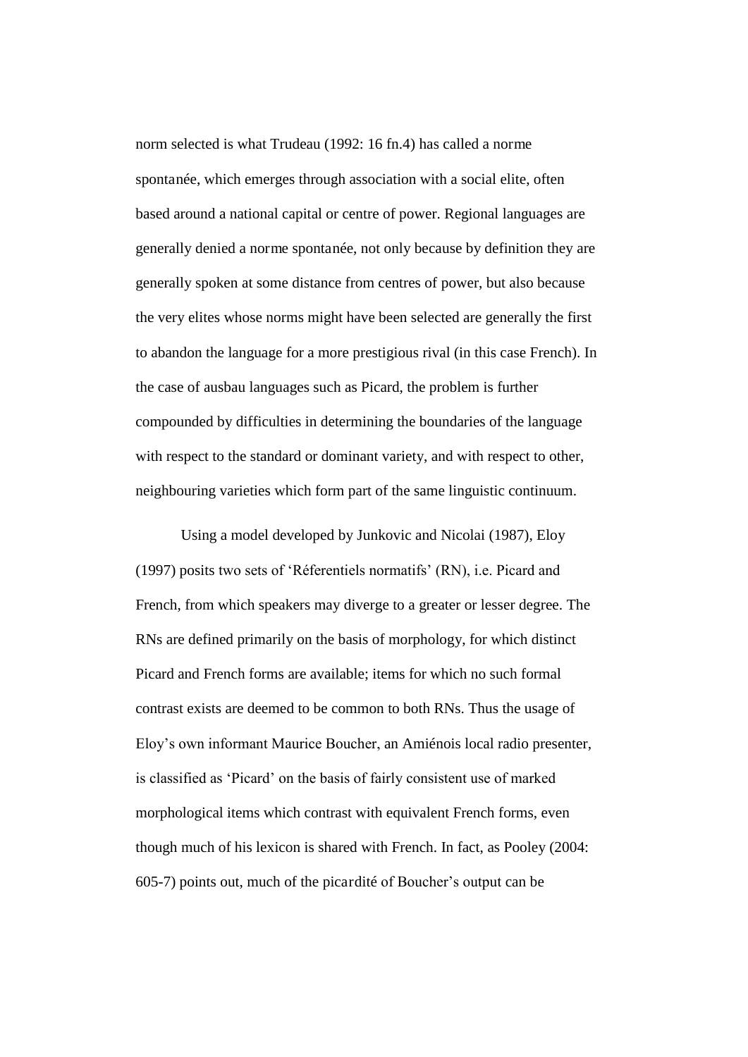norm selected is what Trudeau (1992: 16 fn.4) has called a *norme spontanée*, which emerges through association with a social elite, often based around a national capital or centre of power. Regional languages are generally denied a *norme spontanée*, not only because by definition they are generally spoken at some distance from centres of power, but also because the very elites whose norms might have been selected are generally the first to abandon the language for a more prestigious rival (in this case French). In the case of ausbau languages such as Picard, the problem is further compounded by difficulties in determining the boundaries of the language with respect to the standard or dominant variety, and with respect to other, neighbouring varieties which form part of the same linguistic continuum.

Using a model developed by Junkovic and Nicolai (1987), Eloy (1997) posits two sets of 'Réferentiels normatifs' (RN), i.e. Picard and French, from which speakers may diverge to a greater or lesser degree. The RNs are defined primarily on the basis of morphology, for which distinct Picard and French forms are available; items for which no such formal contrast exists are deemed to be common to both RNs. Thus the usage of Eloy's own informant Maurice Boucher, an Amiénois local radio presenter, is classified as 'Picard' on the basis of fairly consistent use of marked morphological items which contrast with equivalent French forms, even though much of his lexicon is shared with French. In fact, as Pooley (2004: 605-7) points out, much of the *picardité* of Boucher's output can be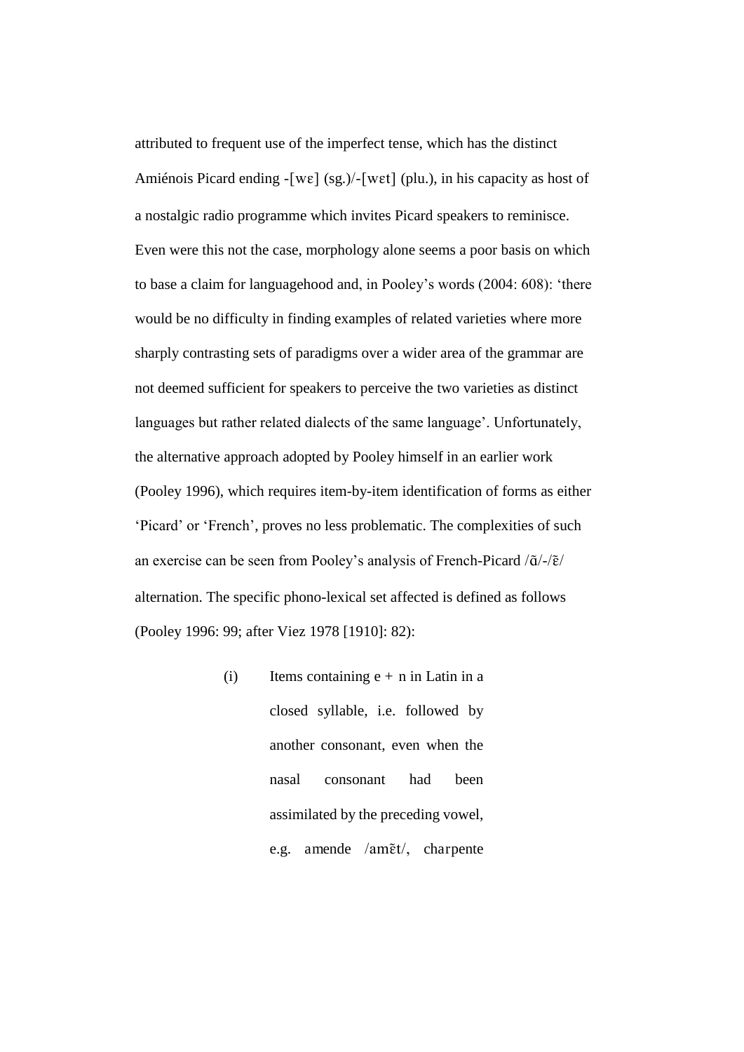attributed to frequent use of the imperfect tense, which has the distinct Amiénois Picard ending -[wɛ] (sg.)/-[wɛt] (plu.), in his capacity as host of a nostalgic radio programme which invites Picard speakers to reminisce. Even were this not the case, morphology alone seems a poor basis on which to base a claim for languagehood and, in Pooley's words (2004: 608): 'there would be no difficulty in finding examples of related varieties where more sharply contrasting sets of paradigms over a wider area of the grammar are not deemed sufficient for speakers to perceive the two varieties as distinct languages but rather related dialects of the same language'. Unfortunately, the alternative approach adopted by Pooley himself in an earlier work (Pooley 1996), which requires item-by-item identification of forms as either 'Picard' or 'French', proves no less problematic. The complexities of such an exercise can be seen from Pooley's analysis of French-Picard /ɑ̃/-/ɛ̃/ alternation. The specific phono-lexical set affected is defined as follows (Pooley 1996: 99; after Viez 1978 [1910]: 82):

(i) Items containing e + n in Latin in a closed syllable, i.e. followed by another consonant, even when the nasal consonant had been assimilated by the preceding vowel, e.g. amende /amɛ̃t/, charpente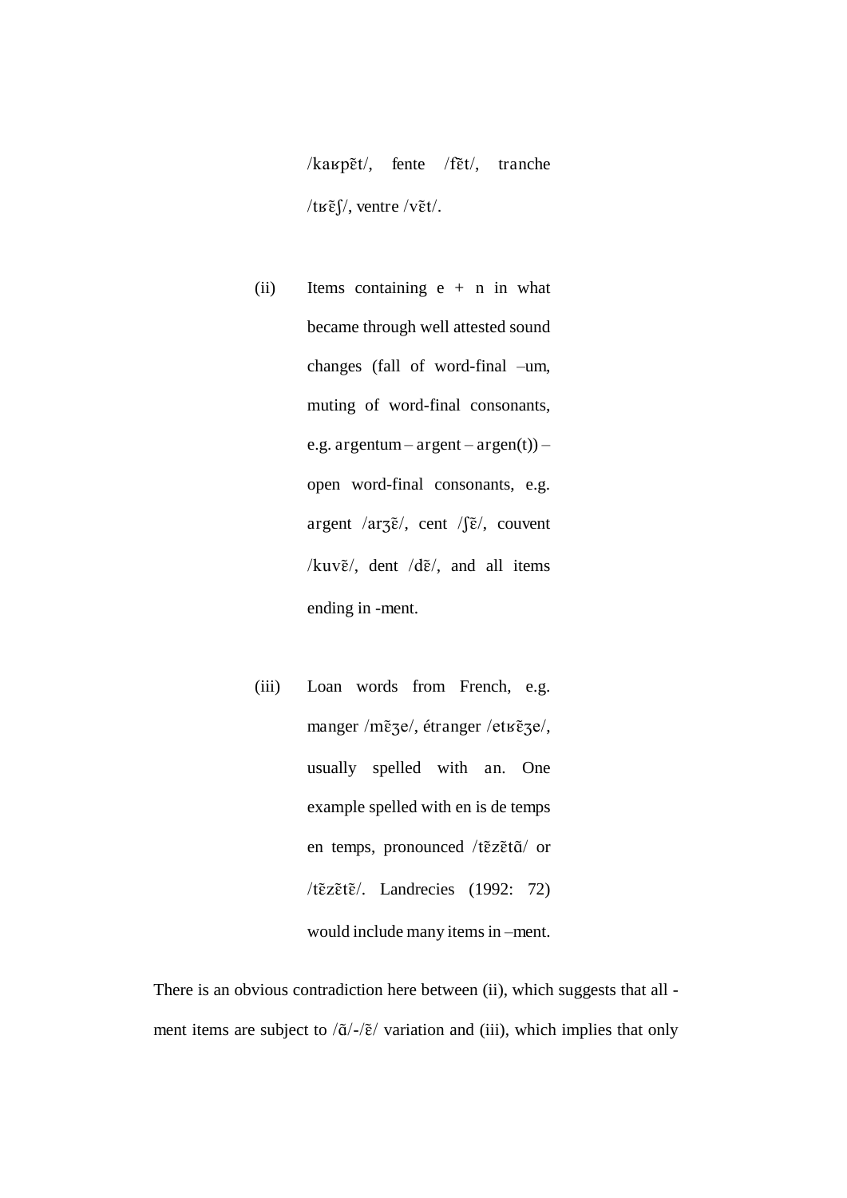/kaʁpɛ̃t/, fente /fɛ̃t/, tranche /tʁɛ̃ʃ/, ventre /vɛ̃t/.

(ii) Items containing e + n in what became through well attested sound changes (fall of word-final –um, muting of word-final consonants, e.g. argentum – argent – argen(t)) – open word-final consonants, e.g. argent /arʒɛ̃/, cent /ʃɛ̃/, couvent /kuvɛ̃/, dent /dɛ̃/, and all items ending in -ment.

(iii) Loan words from French, e.g. manger /mɛ̃ʒe/, étranger /etʁɛ̃ʒe/, usually spelled with an. One example spelled with en is de temps en temps, pronounced /tɛ̃zɛ̃tɑ̃/ or /tɛ̃zɛ̃tɛ̃/. Landrecies (1992: 72) would include many items in –ment.

There is an obvious contradiction here between (ii), which suggests that all -ment items are subject to /ɑ̃/-/ɛ̃/ variation and (iii), which implies that only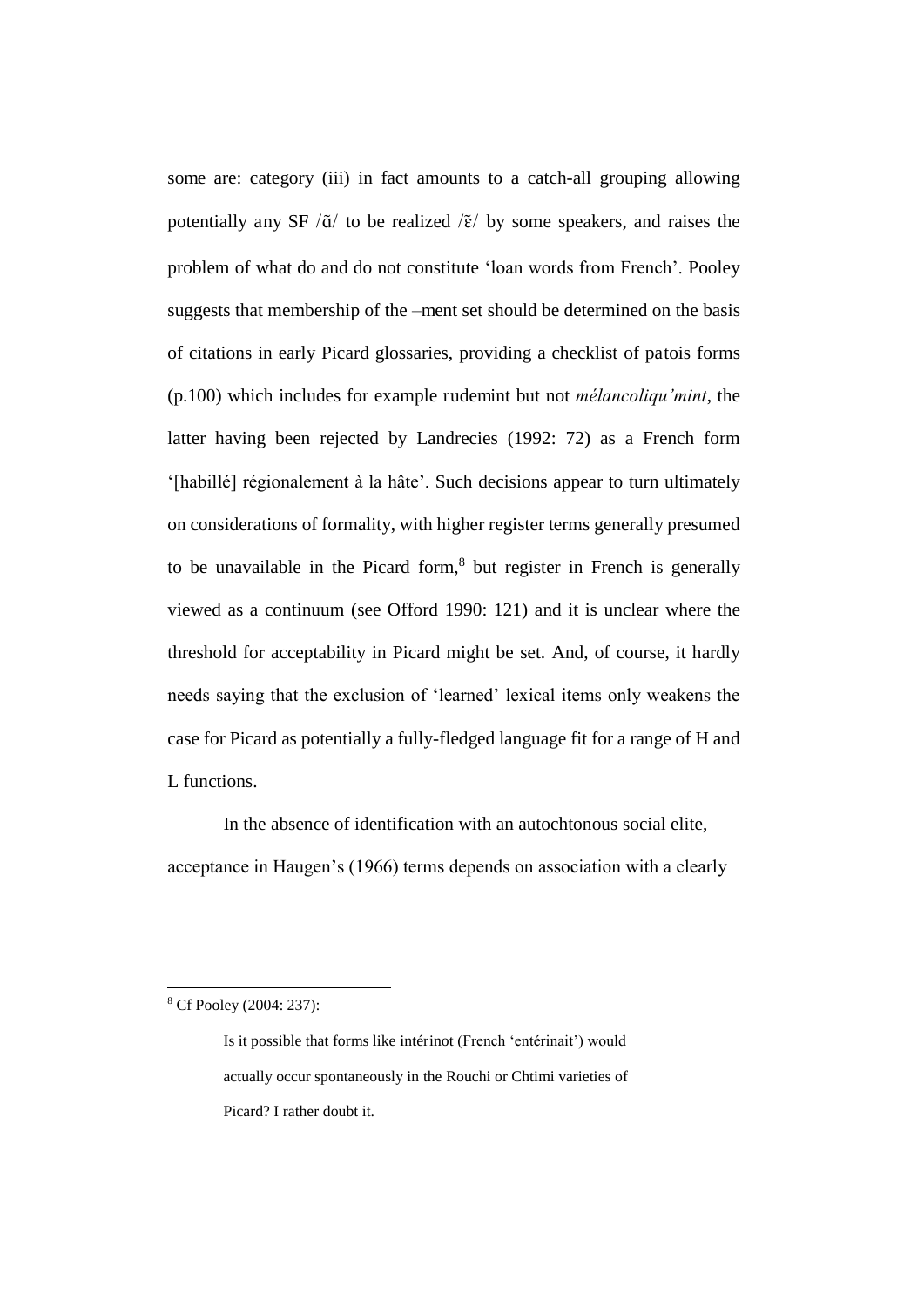some are: category (iii) in fact amounts to a catch-all grouping allowing potentially any SF /ɑ̃/ to be realized /ɛ̃/ by some speakers, and raises the problem of what do and do not constitute 'loan words from French'. Pooley suggests that membership of the –ment set should be determined on the basis of citations in early Picard glossaries, providing a checklist of patois forms (p.100) which includes for example rudemint but not *mélancoliqu'mint*, the latter having been rejected by Landrecies (1992: 72) as a French form '[habillé] régionalement à la hâte'. Such decisions appear to turn ultimately on considerations of formality, with higher register terms generally presumed to be unavailable in the Picard form,[8] but register in French is generally viewed as a continuum (see Offord 1990: 121) and it is unclear where the threshold for acceptability in Picard might be set. And, of course, it hardly needs saying that the exclusion of 'learned' lexical items only weakens the case for Picard as potentially a fully-fledged language fit for a range of H and L functions.

In the absence of identification with an autochtonous social elite, acceptance in Haugen's (1966) terms depends on association with a clearly

---

[8] Cf Pooley (2004: 237):

> Is it possible that forms like intérinot (French 'entérinait') would actually occur spontaneously in the Rouchi or Chtimi varieties of Picard? I rather doubt it.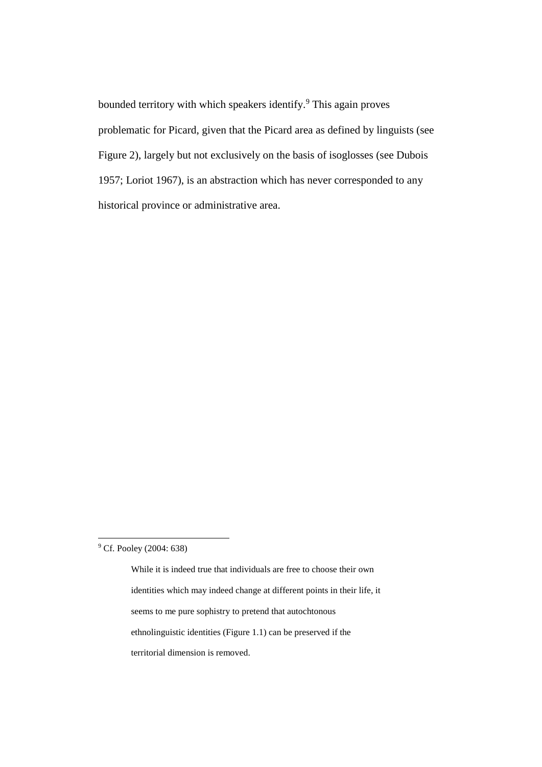bounded territory with which speakers identify.[9] This again proves problematic for Picard, given that the Picard area as defined by linguists (see Figure 2), largely but not exclusively on the basis of isoglosses (see Dubois 1957; Loriot 1967), is an abstraction which has never corresponded to any historical province or administrative area.

---

[9] Cf. Pooley (2004: 638)

> While it is indeed true that individuals are free to choose their own identities which may indeed change at different points in their life, it seems to me pure sophistry to pretend that autochtonous ethnolinguistic identities (Figure 1.1) can be preserved if the territorial dimension is removed.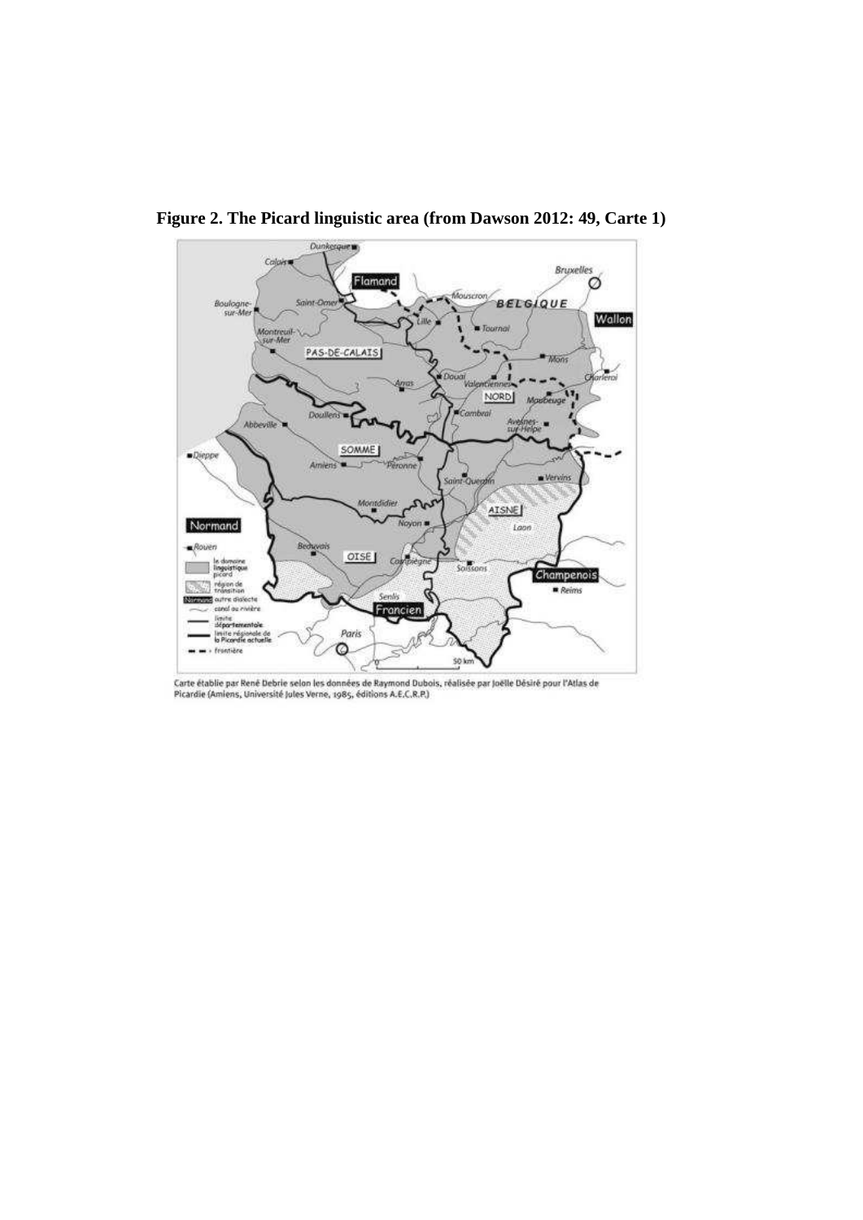**Figure 2. The Picard linguistic area (from Dawson 2012: 49, Carte 1)**

Dunkerque
Calais
Flamand
Bruxelles
Mouscron
BELGIQUE
Boulogne-sur-Mer
Saint-Omer
Wallon
Lille
Tournai
Montreuil-sur-Mer
PAS-DE-CALAIS
Mons
Douai
Arras
Valenciennes
Charleroi
NORD
Maubeuge
Doullens
Cambrai
Avesnes-sur-Helpe
Abbeville
SOMME
Dieppe
Amiens
Péronne
Saint-Quentin
Vervins
Montdidier
AISNE
Normand
Noyon
Laon
Rouen
Beauvais
OISE
Compiègne
le domaine linguistique picard
Soissons
région de transition
Champenois
Normand autre dialecte
canal ou rivière
Reims
Senlis
limite départementale
Francien
limite régionale de la Picardie actuelle
Paris
frontière
50 km

Carte établie par René Debrie selon les données de Raymond Dubois, réalisée par Joëlle Désiré pour l'Atlas de Picardie (Amiens, Université Jules Verne, 1985, éditions A.E.C.R.P.)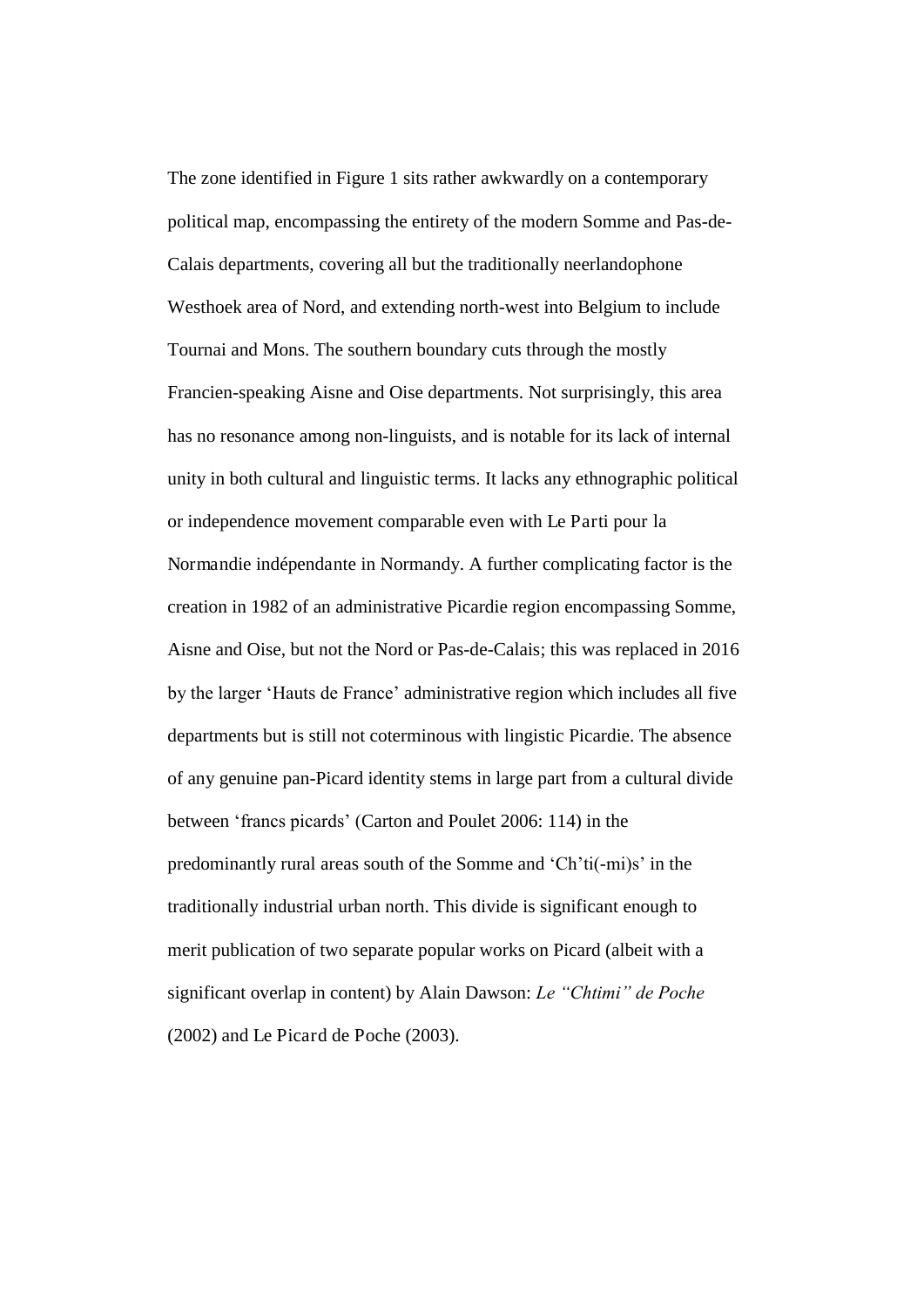The zone identified in Figure 1 sits rather awkwardly on a contemporary political map, encompassing the entirety of the modern Somme and Pas-de-Calais departments, covering all but the traditionally neerlandophone Westhoek area of Nord, and extending north-west into Belgium to include Tournai and Mons. The southern boundary cuts through the mostly Francien-speaking Aisne and Oise departments. Not surprisingly, this area has no resonance among non-linguists, and is notable for its lack of internal unity in both cultural and linguistic terms. It lacks any ethnographic political or independence movement comparable even with Le Parti pour la Normandie indépendante in Normandy. A further complicating factor is the creation in 1982 of an administrative Picardie region encompassing Somme, Aisne and Oise, but not the Nord or Pas-de-Calais; this was replaced in 2016 by the larger 'Hauts de France' administrative region which includes all five departments but is still not coterminous with lingistic Picardie. The absence of any genuine pan-Picard identity stems in large part from a cultural divide between 'francs picards' (Carton and Poulet 2006: 114) in the predominantly rural areas south of the Somme and 'Ch'ti(-mi)s' in the traditionally industrial urban north. This divide is significant enough to merit publication of two separate popular works on Picard (albeit with a significant overlap in content) by Alain Dawson: *Le "Chtimi" de Poche* (2002) and Le Picard de Poche (2003).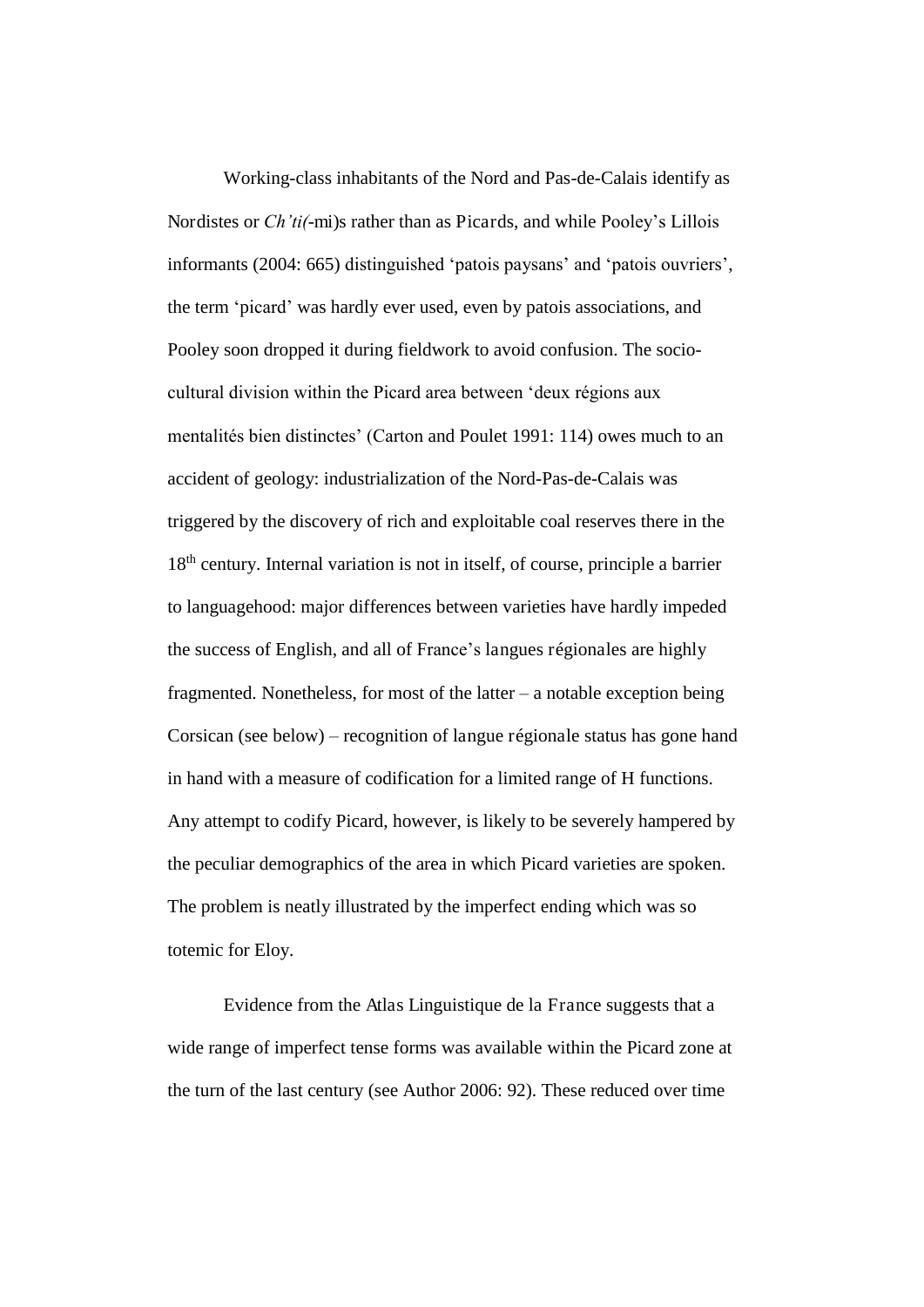Working-class inhabitants of the Nord and Pas-de-Calais identify as Nordistes or *Ch'ti(*-mi)s rather than as Picards, and while Pooley's Lillois informants (2004: 665) distinguished 'patois paysans' and 'patois ouvriers', the term 'picard' was hardly ever used, even by patois associations, and Pooley soon dropped it during fieldwork to avoid confusion. The socio-cultural division within the Picard area between 'deux régions aux mentalités bien distinctes' (Carton and Poulet 1991: 114) owes much to an accident of geology: industrialization of the Nord-Pas-de-Calais was triggered by the discovery of rich and exploitable coal reserves there in the 18th century. Internal variation is not in itself, of course, principle a barrier to languagehood: major differences between varieties have hardly impeded the success of English, and all of France's langues régionales are highly fragmented. Nonetheless, for most of the latter – a notable exception being Corsican (see below) – recognition of langue régionale status has gone hand in hand with a measure of codification for a limited range of H functions. Any attempt to codify Picard, however, is likely to be severely hampered by the peculiar demographics of the area in which Picard varieties are spoken. The problem is neatly illustrated by the imperfect ending which was so totemic for Eloy.

Evidence from the Atlas Linguistique de la France suggests that a wide range of imperfect tense forms was available within the Picard zone at the turn of the last century (see Author 2006: 92). These reduced over time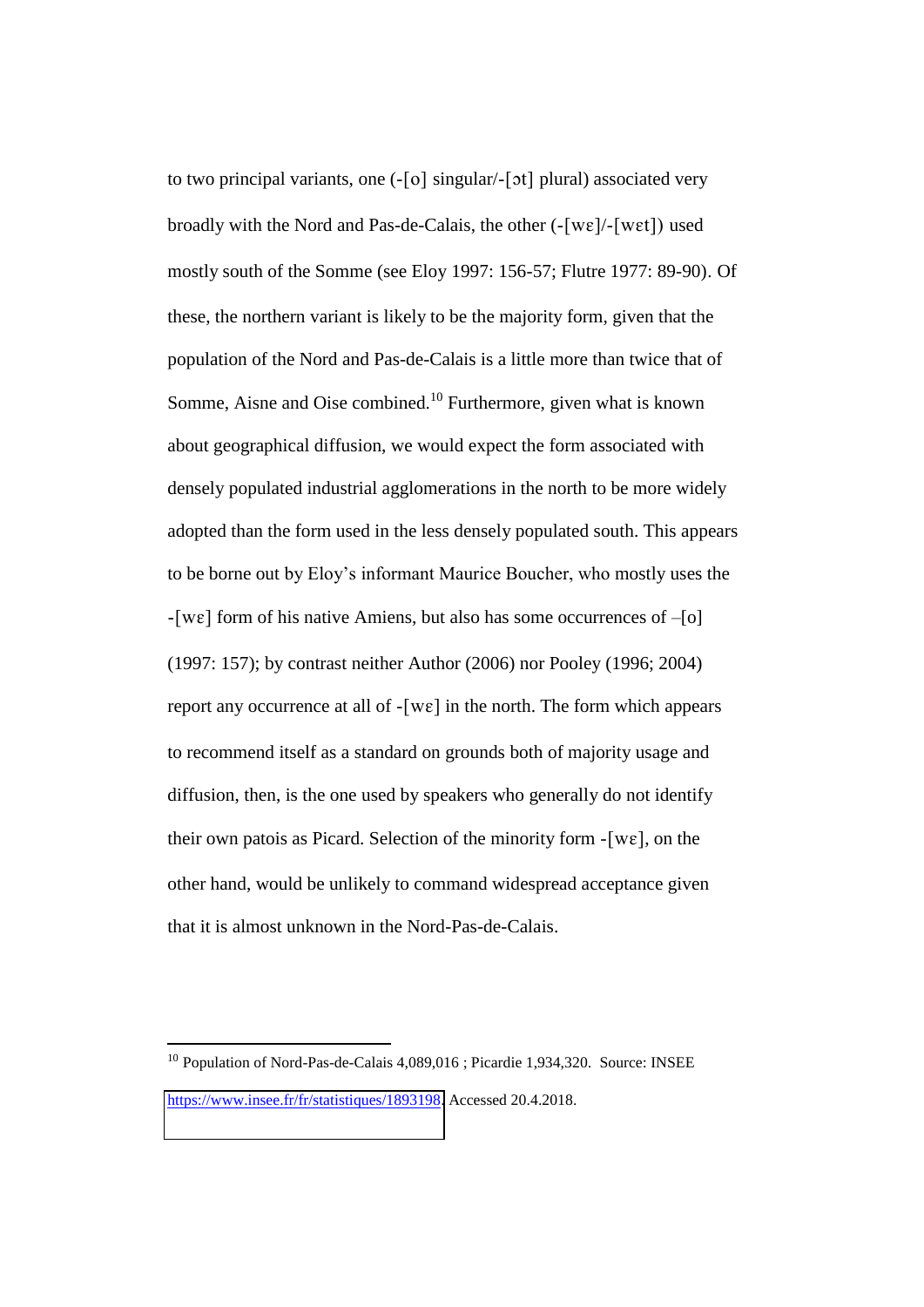to two principal variants, one (-[o] singular/-[ɔt] plural) associated very broadly with the Nord and Pas-de-Calais, the other (-[wɛ]/-[wɛt]) used mostly south of the Somme (see Eloy 1997: 156-57; Flutre 1977: 89-90). Of these, the northern variant is likely to be the majority form, given that the population of the Nord and Pas-de-Calais is a little more than twice that of Somme, Aisne and Oise combined.[10] Furthermore, given what is known about geographical diffusion, we would expect the form associated with densely populated industrial agglomerations in the north to be more widely adopted than the form used in the less densely populated south. This appears to be borne out by Eloy's informant Maurice Boucher, who mostly uses the -[wɛ] form of his native Amiens, but also has some occurrences of –[o] (1997: 157); by contrast neither Author (2006) nor Pooley (1996; 2004) report any occurrence at all of -[wɛ] in the north. The form which appears to recommend itself as a standard on grounds both of majority usage and diffusion, then, is the one used by speakers who generally do not identify their own patois as Picard. Selection of the minority form -[wɛ], on the other hand, would be unlikely to command widespread acceptance given that it is almost unknown in the Nord-Pas-de-Calais.

---

[10] Population of Nord-Pas-de-Calais 4,089,016 ; Picardie 1,934,320. Source: INSEE https://www.insee.fr/fr/statistiques/1893198. Accessed 20.4.2018.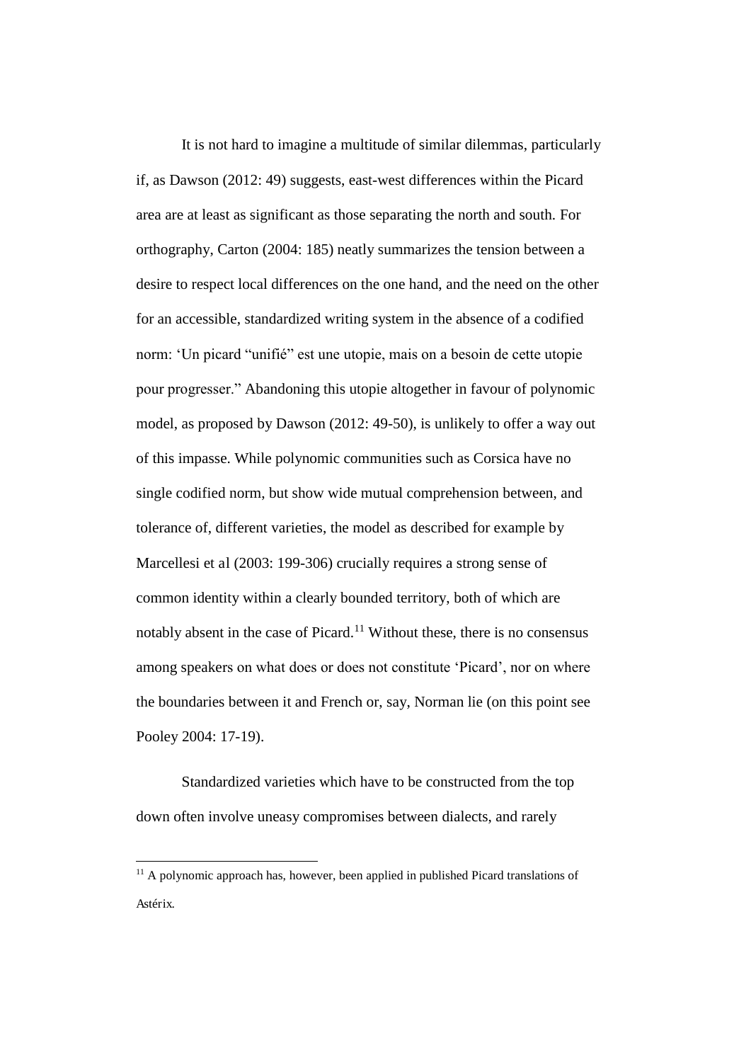It is not hard to imagine a multitude of similar dilemmas, particularly if, as Dawson (2012: 49) suggests, east-west differences within the Picard area are at least as significant as those separating the north and south. For orthography, Carton (2004: 185) neatly summarizes the tension between a desire to respect local differences on the one hand, and the need on the other for an accessible, standardized writing system in the absence of a codified norm: 'Un picard "unifié" est une utopie, mais on a besoin de cette utopie pour progresser." Abandoning this utopie altogether in favour of polynomic model, as proposed by Dawson (2012: 49-50), is unlikely to offer a way out of this impasse. While polynomic communities such as Corsica have no single codified norm, but show wide mutual comprehension between, and tolerance of, different varieties, the model as described for example by Marcellesi et al (2003: 199-306) crucially requires a strong sense of common identity within a clearly bounded territory, both of which are notably absent in the case of Picard.[11] Without these, there is no consensus among speakers on what does or does not constitute 'Picard', nor on where the boundaries between it and French or, say, Norman lie (on this point see Pooley 2004: 17-19).

Standardized varieties which have to be constructed from the top down often involve uneasy compromises between dialects, and rarely

[11] A polynomic approach has, however, been applied in published Picard translations of Astérix.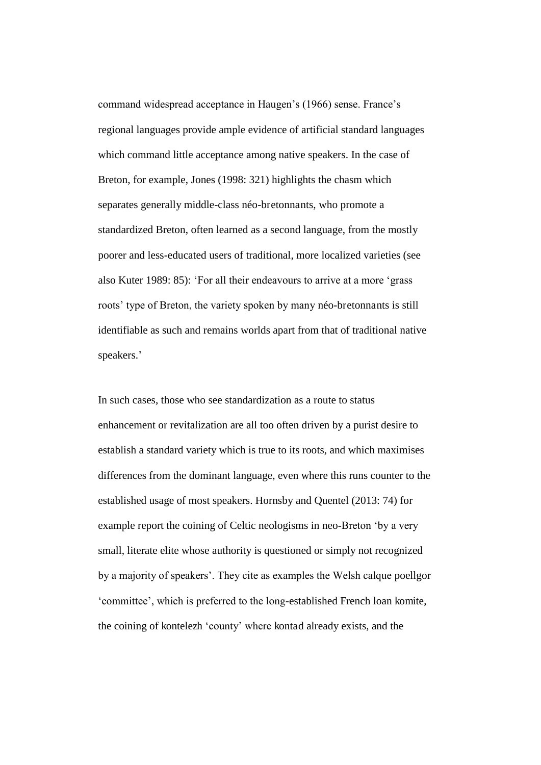command widespread acceptance in Haugen's (1966) sense. France's regional languages provide ample evidence of artificial standard languages which command little acceptance among native speakers. In the case of Breton, for example, Jones (1998: 321) highlights the chasm which separates generally middle-class néo-bretonnants, who promote a standardized Breton, often learned as a second language, from the mostly poorer and less-educated users of traditional, more localized varieties (see also Kuter 1989: 85): 'For all their endeavours to arrive at a more 'grass roots' type of Breton, the variety spoken by many néo-bretonnants is still identifiable as such and remains worlds apart from that of traditional native speakers.'

In such cases, those who see standardization as a route to status enhancement or revitalization are all too often driven by a purist desire to establish a standard variety which is true to its roots, and which maximises differences from the dominant language, even where this runs counter to the established usage of most speakers. Hornsby and Quentel (2013: 74) for example report the coining of Celtic neologisms in neo-Breton 'by a very small, literate elite whose authority is questioned or simply not recognized by a majority of speakers'. They cite as examples the Welsh calque poellgor 'committee', which is preferred to the long-established French loan komite, the coining of kontelezh 'county' where kontad already exists, and the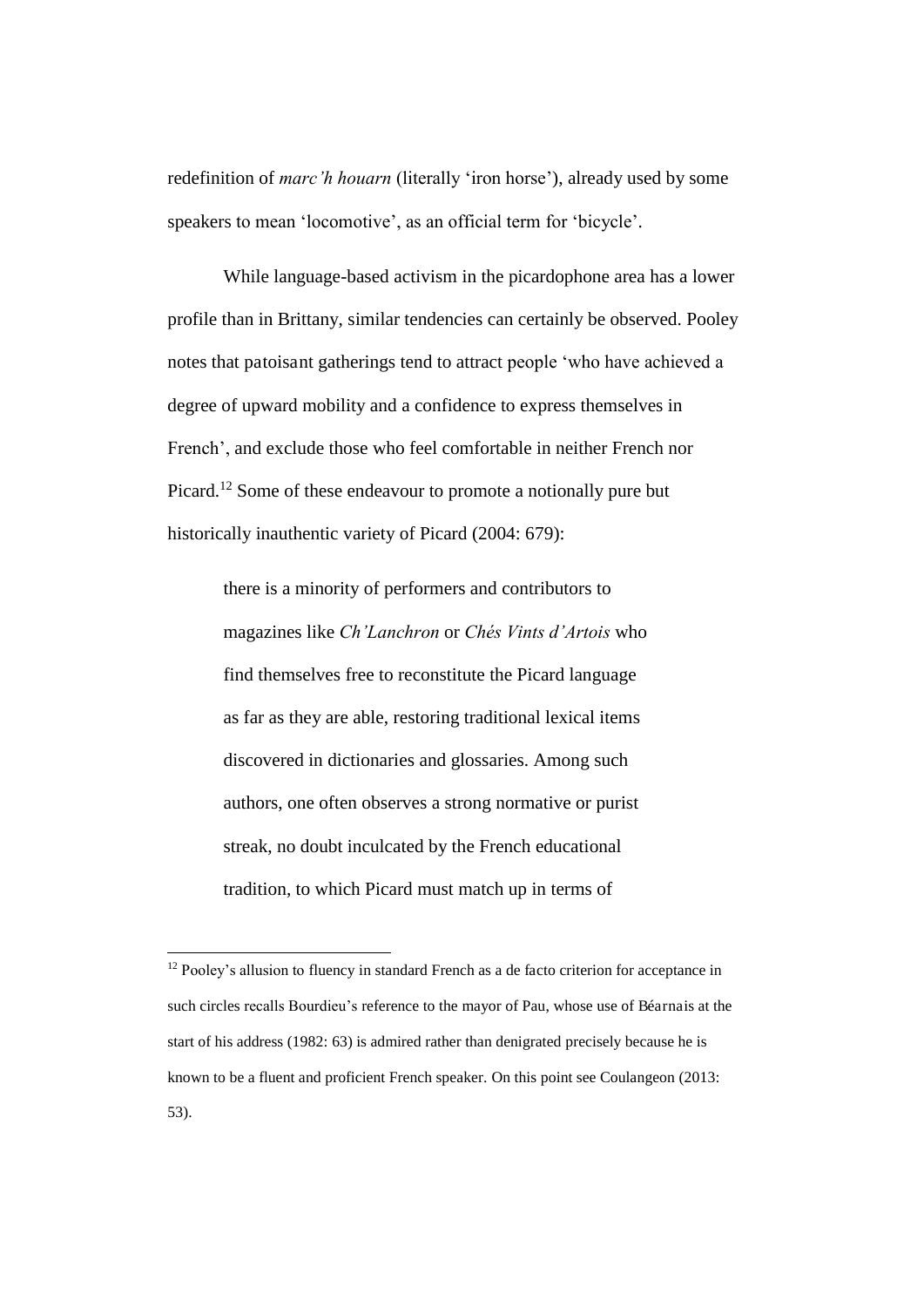redefinition of *marc'h houarn* (literally 'iron horse'), already used by some speakers to mean 'locomotive', as an official term for 'bicycle'.

While language-based activism in the picardophone area has a lower profile than in Brittany, similar tendencies can certainly be observed. Pooley notes that patoisant gatherings tend to attract people 'who have achieved a degree of upward mobility and a confidence to express themselves in French', and exclude those who feel comfortable in neither French nor Picard.[12] Some of these endeavour to promote a notionally pure but historically inauthentic variety of Picard (2004: 679):

> there is a minority of performers and contributors to magazines like *Ch'Lanchron* or *Chés Vints d'Artois* who find themselves free to reconstitute the Picard language as far as they are able, restoring traditional lexical items discovered in dictionaries and glossaries. Among such authors, one often observes a strong normative or purist streak, no doubt inculcated by the French educational tradition, to which Picard must match up in terms of

[12] Pooley's allusion to fluency in standard French as a de facto criterion for acceptance in such circles recalls Bourdieu's reference to the mayor of Pau, whose use of Béarnais at the start of his address (1982: 63) is admired rather than denigrated precisely because he is known to be a fluent and proficient French speaker. On this point see Coulangeon (2013: 53).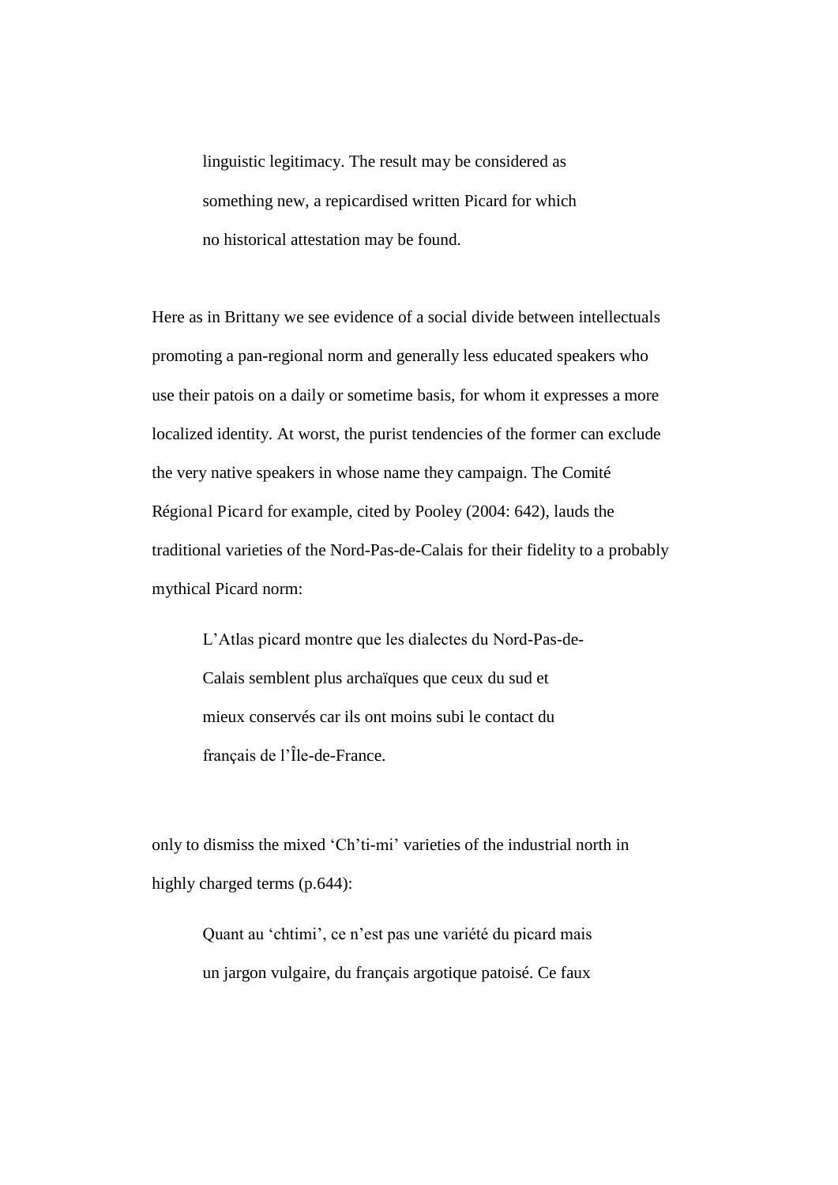> linguistic legitimacy. The result may be considered as something new, a repicardised written Picard for which no historical attestation may be found.

Here as in Brittany we see evidence of a social divide between intellectuals promoting a pan-regional norm and generally less educated speakers who use their patois on a daily or sometime basis, for whom it expresses a more localized identity. At worst, the purist tendencies of the former can exclude the very native speakers in whose name they campaign. The Comité Régional Picard for example, cited by Pooley (2004: 642), lauds the traditional varieties of the Nord-Pas-de-Calais for their fidelity to a probably mythical Picard norm:

> L'Atlas picard montre que les dialectes du Nord-Pas-de-Calais semblent plus archaïques que ceux du sud et mieux conservés car ils ont moins subi le contact du français de l'Île-de-France.

only to dismiss the mixed 'Ch'ti-mi' varieties of the industrial north in highly charged terms (p.644):

> Quant au 'chtimi', ce n'est pas une variété du picard mais un jargon vulgaire, du français argotique patoisé. Ce faux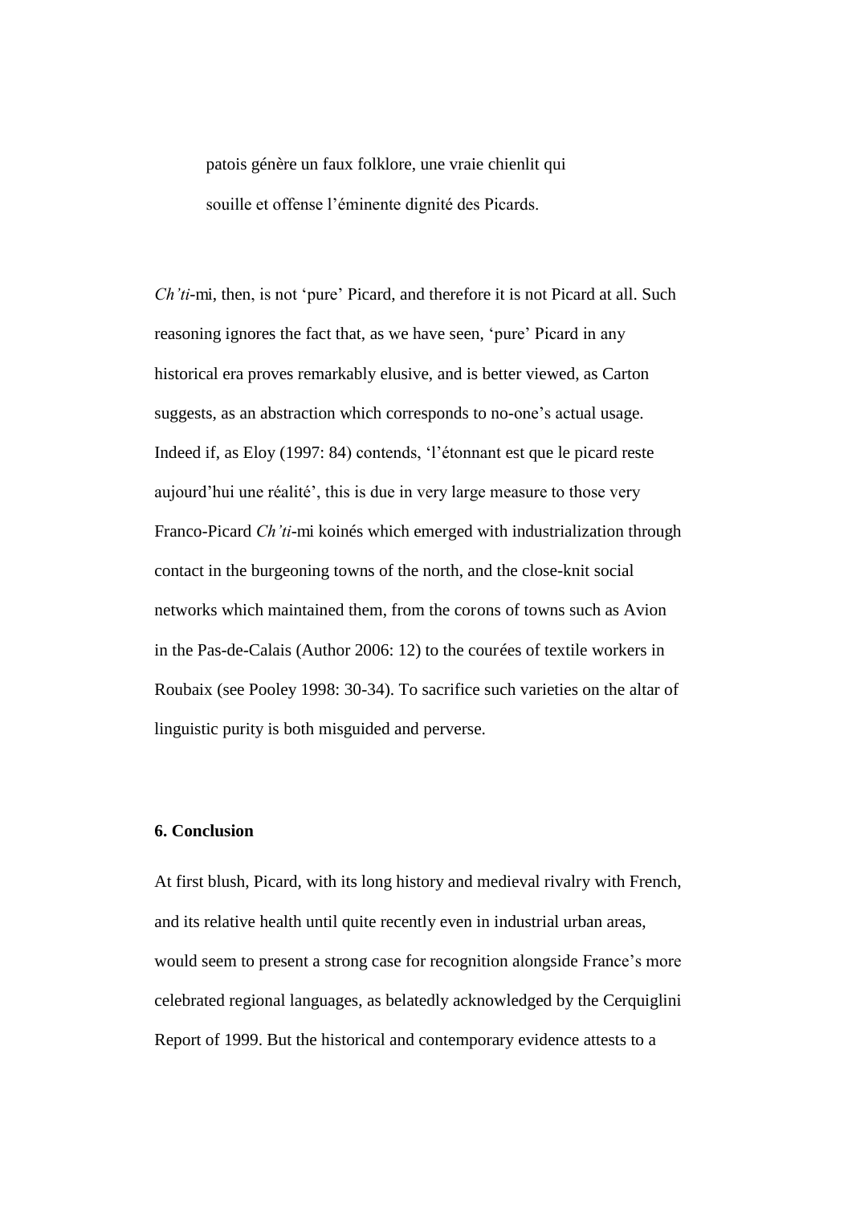> patois génère un faux folklore, une vraie chienlit qui
> souille et offense l'éminente dignité des Picards.

*Ch'ti*-mi, then, is not 'pure' Picard, and therefore it is not Picard at all. Such reasoning ignores the fact that, as we have seen, 'pure' Picard in any historical era proves remarkably elusive, and is better viewed, as Carton suggests, as an abstraction which corresponds to no-one's actual usage. Indeed if, as Eloy (1997: 84) contends, 'l'étonnant est que le picard reste aujourd'hui une réalité', this is due in very large measure to those very Franco-Picard *Ch'ti*-mi koinés which emerged with industrialization through contact in the burgeoning towns of the north, and the close-knit social networks which maintained them, from the corons of towns such as Avion in the Pas-de-Calais (Author 2006: 12) to the courées of textile workers in Roubaix (see Pooley 1998: 30-34). To sacrifice such varieties on the altar of linguistic purity is both misguided and perverse.

**6. Conclusion**

At first blush, Picard, with its long history and medieval rivalry with French, and its relative health until quite recently even in industrial urban areas, would seem to present a strong case for recognition alongside France's more celebrated regional languages, as belatedly acknowledged by the Cerquiglini Report of 1999. But the historical and contemporary evidence attests to a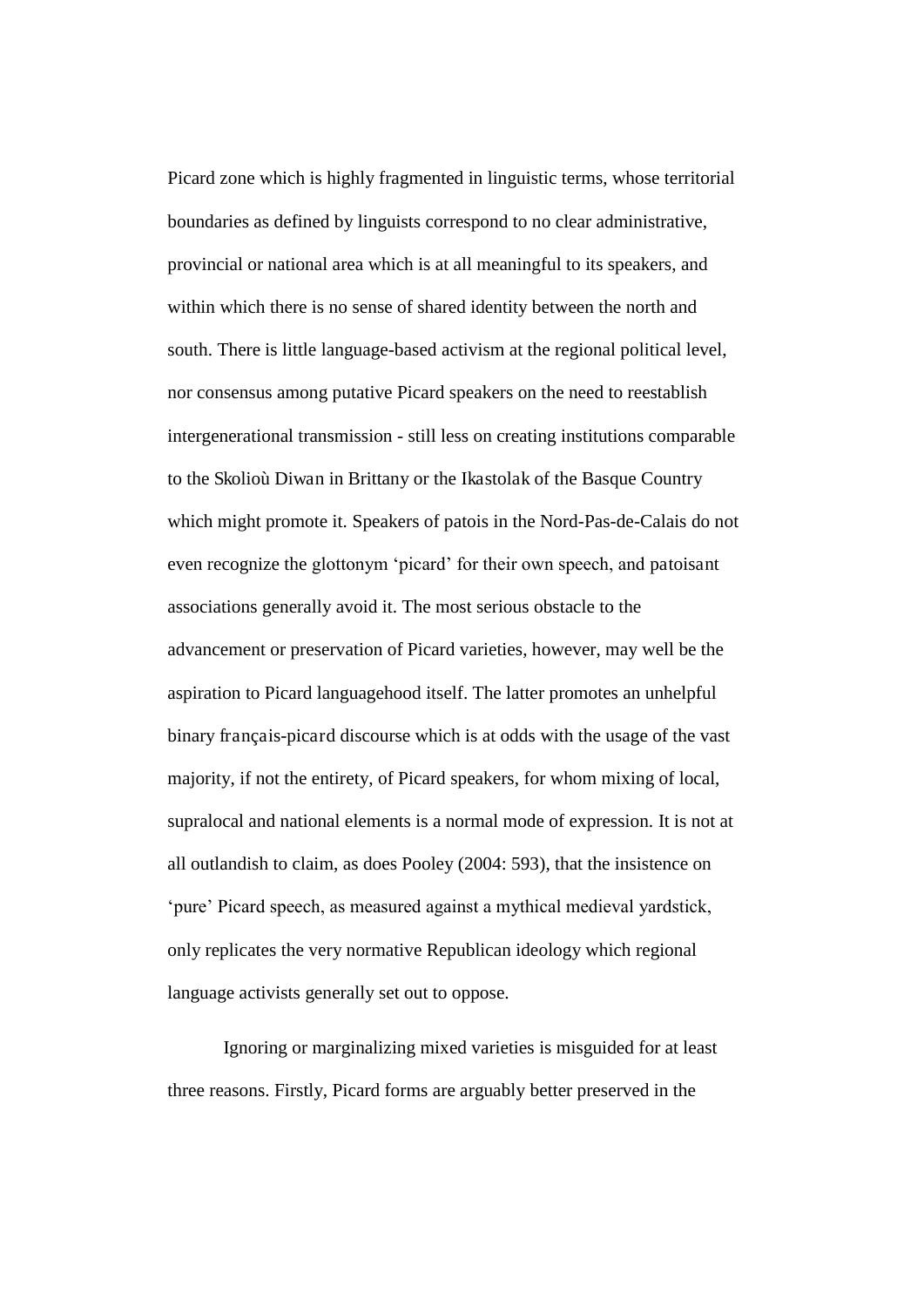Picard zone which is highly fragmented in linguistic terms, whose territorial boundaries as defined by linguists correspond to no clear administrative, provincial or national area which is at all meaningful to its speakers, and within which there is no sense of shared identity between the north and south. There is little language-based activism at the regional political level, nor consensus among putative Picard speakers on the need to reestablish intergenerational transmission - still less on creating institutions comparable to the Skolioù Diwan in Brittany or the Ikastolak of the Basque Country which might promote it. Speakers of patois in the Nord-Pas-de-Calais do not even recognize the glottonym 'picard' for their own speech, and patoisant associations generally avoid it. The most serious obstacle to the advancement or preservation of Picard varieties, however, may well be the aspiration to Picard languagehood itself. The latter promotes an unhelpful binary français-picard discourse which is at odds with the usage of the vast majority, if not the entirety, of Picard speakers, for whom mixing of local, supralocal and national elements is a normal mode of expression. It is not at all outlandish to claim, as does Pooley (2004: 593), that the insistence on 'pure' Picard speech, as measured against a mythical medieval yardstick, only replicates the very normative Republican ideology which regional language activists generally set out to oppose.

Ignoring or marginalizing mixed varieties is misguided for at least three reasons. Firstly, Picard forms are arguably better preserved in the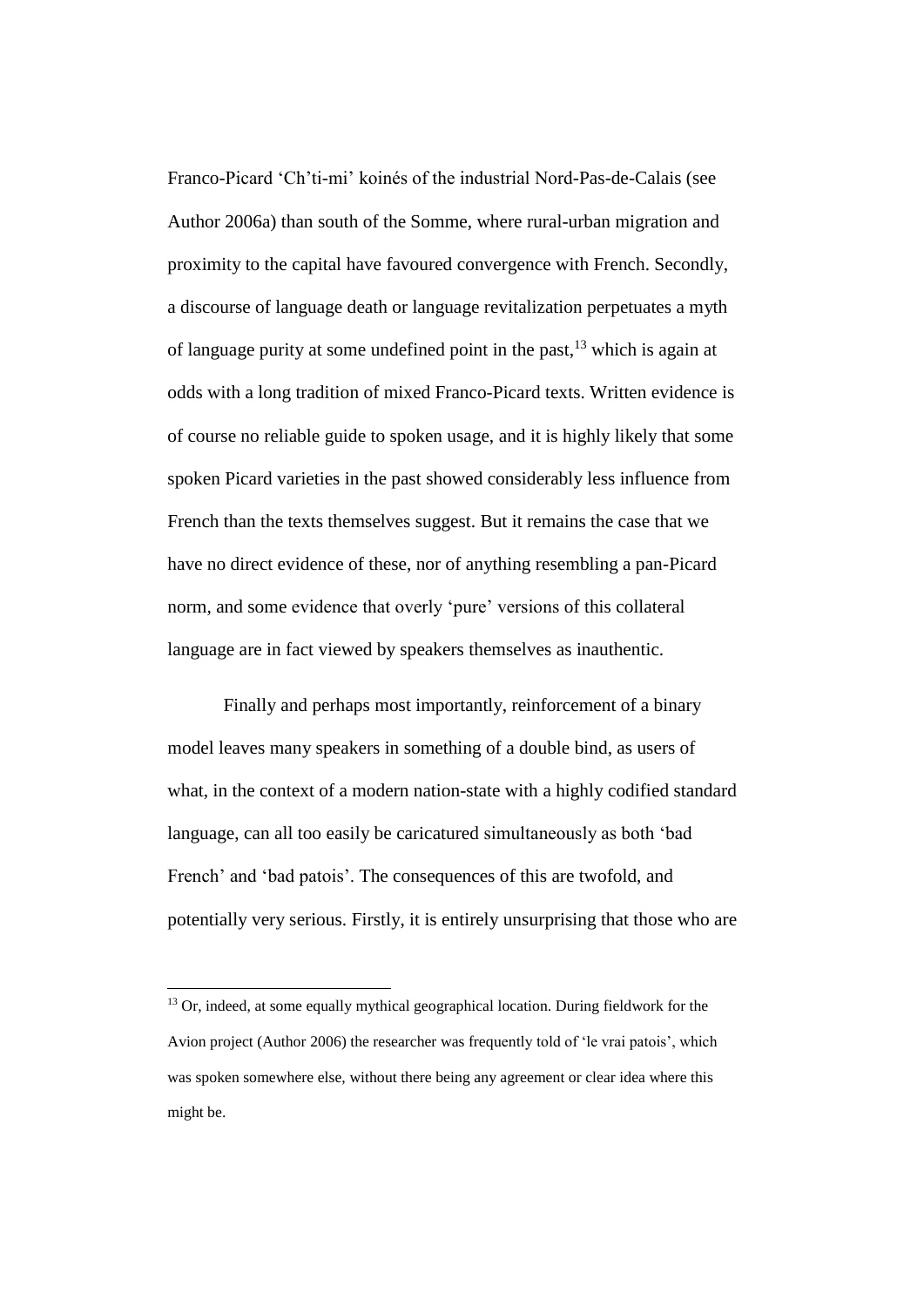Franco-Picard 'Ch'ti-mi' koinés of the industrial Nord-Pas-de-Calais (see Author 2006a) than south of the Somme, where rural-urban migration and proximity to the capital have favoured convergence with French. Secondly, a discourse of language death or language revitalization perpetuates a myth of language purity at some undefined point in the past,[13] which is again at odds with a long tradition of mixed Franco-Picard texts. Written evidence is of course no reliable guide to spoken usage, and it is highly likely that some spoken Picard varieties in the past showed considerably less influence from French than the texts themselves suggest. But it remains the case that we have no direct evidence of these, nor of anything resembling a pan-Picard norm, and some evidence that overly 'pure' versions of this collateral language are in fact viewed by speakers themselves as inauthentic.

Finally and perhaps most importantly, reinforcement of a binary model leaves many speakers in something of a double bind, as users of what, in the context of a modern nation-state with a highly codified standard language, can all too easily be caricatured simultaneously as both 'bad French' and 'bad patois'. The consequences of this are twofold, and potentially very serious. Firstly, it is entirely unsurprising that those who are

---

[13] Or, indeed, at some equally mythical geographical location. During fieldwork for the Avion project (Author 2006) the researcher was frequently told of 'le vrai patois', which was spoken somewhere else, without there being any agreement or clear idea where this might be.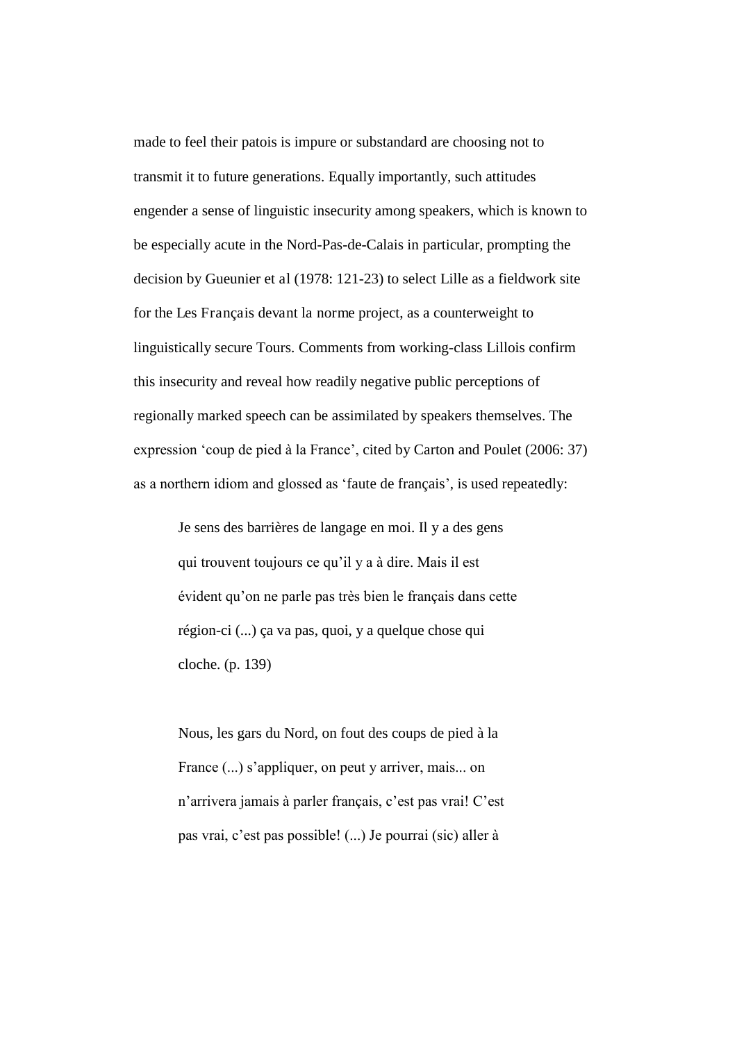made to feel their patois is impure or substandard are choosing not to transmit it to future generations. Equally importantly, such attitudes engender a sense of linguistic insecurity among speakers, which is known to be especially acute in the Nord-Pas-de-Calais in particular, prompting the decision by Gueunier et al (1978: 121-23) to select Lille as a fieldwork site for the Les Français devant la norme project, as a counterweight to linguistically secure Tours. Comments from working-class Lillois confirm this insecurity and reveal how readily negative public perceptions of regionally marked speech can be assimilated by speakers themselves. The expression 'coup de pied à la France', cited by Carton and Poulet (2006: 37) as a northern idiom and glossed as 'faute de français', is used repeatedly:

> Je sens des barrières de langage en moi. Il y a des gens qui trouvent toujours ce qu'il y a à dire. Mais il est évident qu'on ne parle pas très bien le français dans cette région-ci (...) ça va pas, quoi, y a quelque chose qui cloche. (p. 139)

> Nous, les gars du Nord, on fout des coups de pied à la France (...) s'appliquer, on peut y arriver, mais... on n'arrivera jamais à parler français, c'est pas vrai! C'est pas vrai, c'est pas possible! (...) Je pourrai (sic) aller à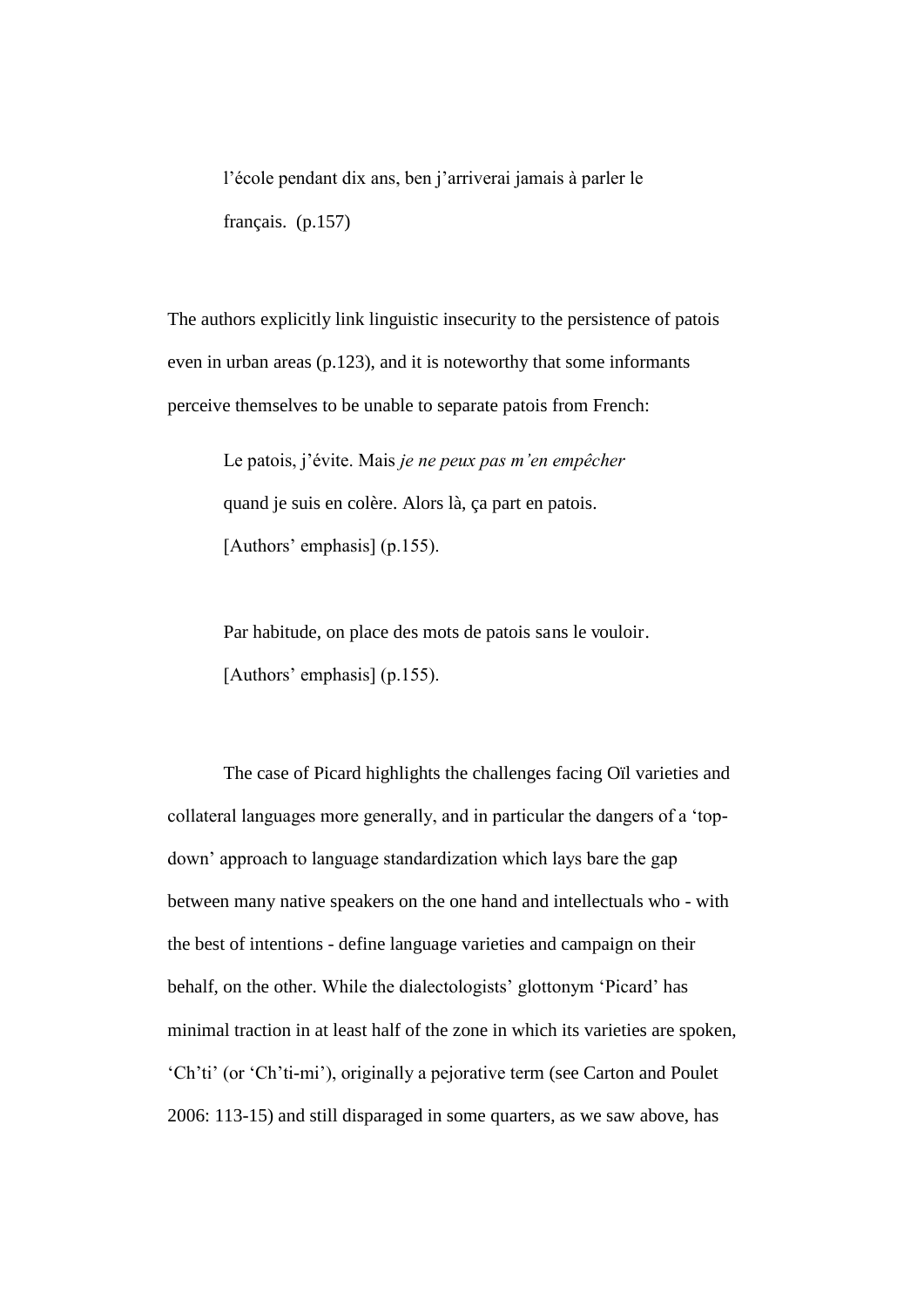> l'école pendant dix ans, ben j'arriverai jamais à parler le français. (p.157)

The authors explicitly link linguistic insecurity to the persistence of patois even in urban areas (p.123), and it is noteworthy that some informants perceive themselves to be unable to separate patois from French:

> Le patois, j'évite. Mais *je ne peux pas m'en empêcher* quand je suis en colère. Alors là, ça part en patois. [Authors' emphasis] (p.155).

> Par habitude, on place des mots de patois sans le vouloir. [Authors' emphasis] (p.155).

The case of Picard highlights the challenges facing Oïl varieties and collateral languages more generally, and in particular the dangers of a 'top-down' approach to language standardization which lays bare the gap between many native speakers on the one hand and intellectuals who - with the best of intentions - define language varieties and campaign on their behalf, on the other. While the dialectologists' glottonym 'Picard' has minimal traction in at least half of the zone in which its varieties are spoken, 'Ch'ti' (or 'Ch'ti-mi'), originally a pejorative term (see Carton and Poulet 2006: 113-15) and still disparaged in some quarters, as we saw above, has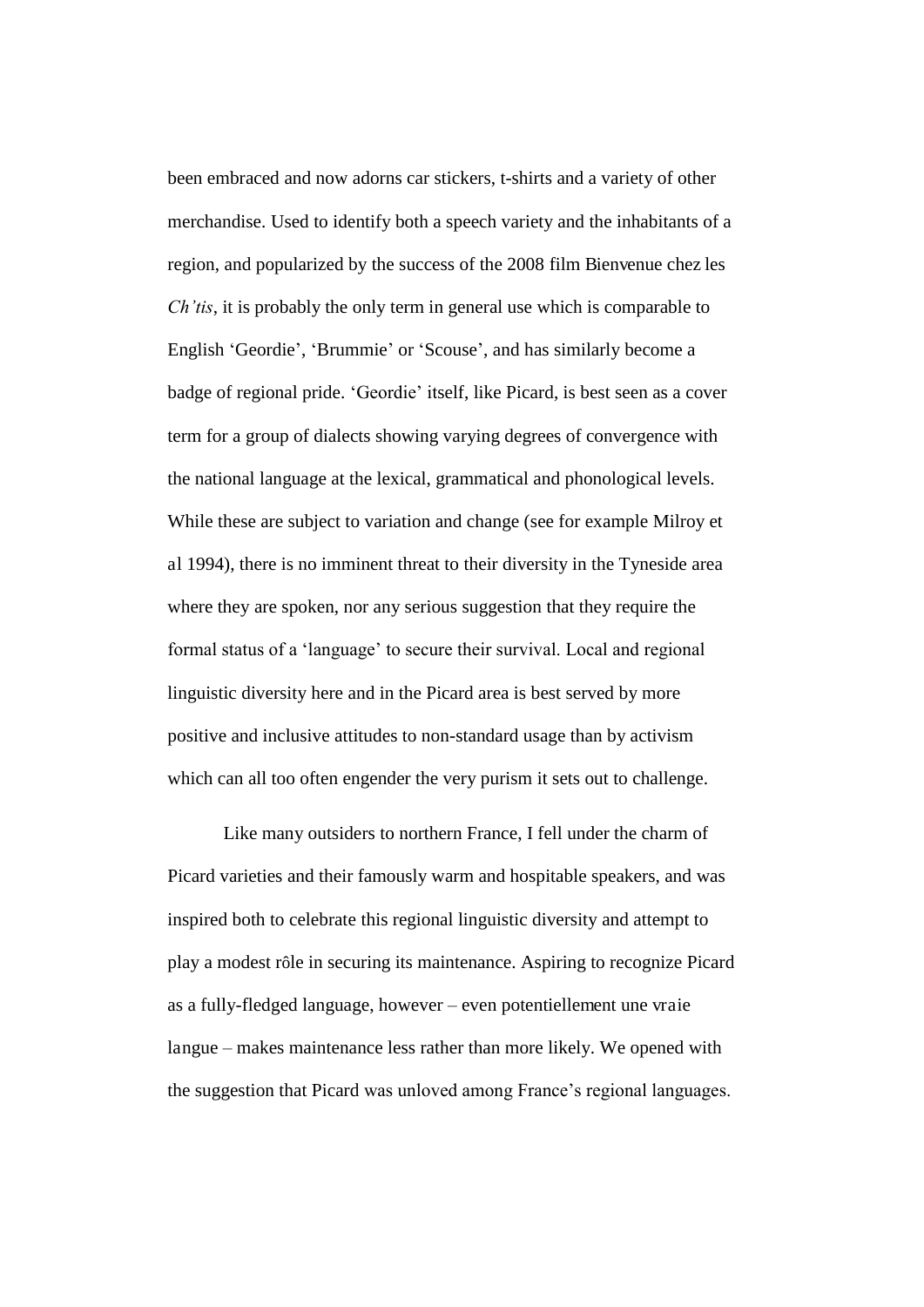been embraced and now adorns car stickers, t-shirts and a variety of other merchandise. Used to identify both a speech variety and the inhabitants of a region, and popularized by the success of the 2008 film Bienvenue chez les *Ch'tis*, it is probably the only term in general use which is comparable to English 'Geordie', 'Brummie' or 'Scouse', and has similarly become a badge of regional pride. 'Geordie' itself, like Picard, is best seen as a cover term for a group of dialects showing varying degrees of convergence with the national language at the lexical, grammatical and phonological levels. While these are subject to variation and change (see for example Milroy et al 1994), there is no imminent threat to their diversity in the Tyneside area where they are spoken, nor any serious suggestion that they require the formal status of a 'language' to secure their survival. Local and regional linguistic diversity here and in the Picard area is best served by more positive and inclusive attitudes to non-standard usage than by activism which can all too often engender the very purism it sets out to challenge.

Like many outsiders to northern France, I fell under the charm of Picard varieties and their famously warm and hospitable speakers, and was inspired both to celebrate this regional linguistic diversity and attempt to play a modest rôle in securing its maintenance. Aspiring to recognize Picard as a fully-fledged language, however – even potentiellement une vraie langue – makes maintenance less rather than more likely. We opened with the suggestion that Picard was unloved among France's regional languages.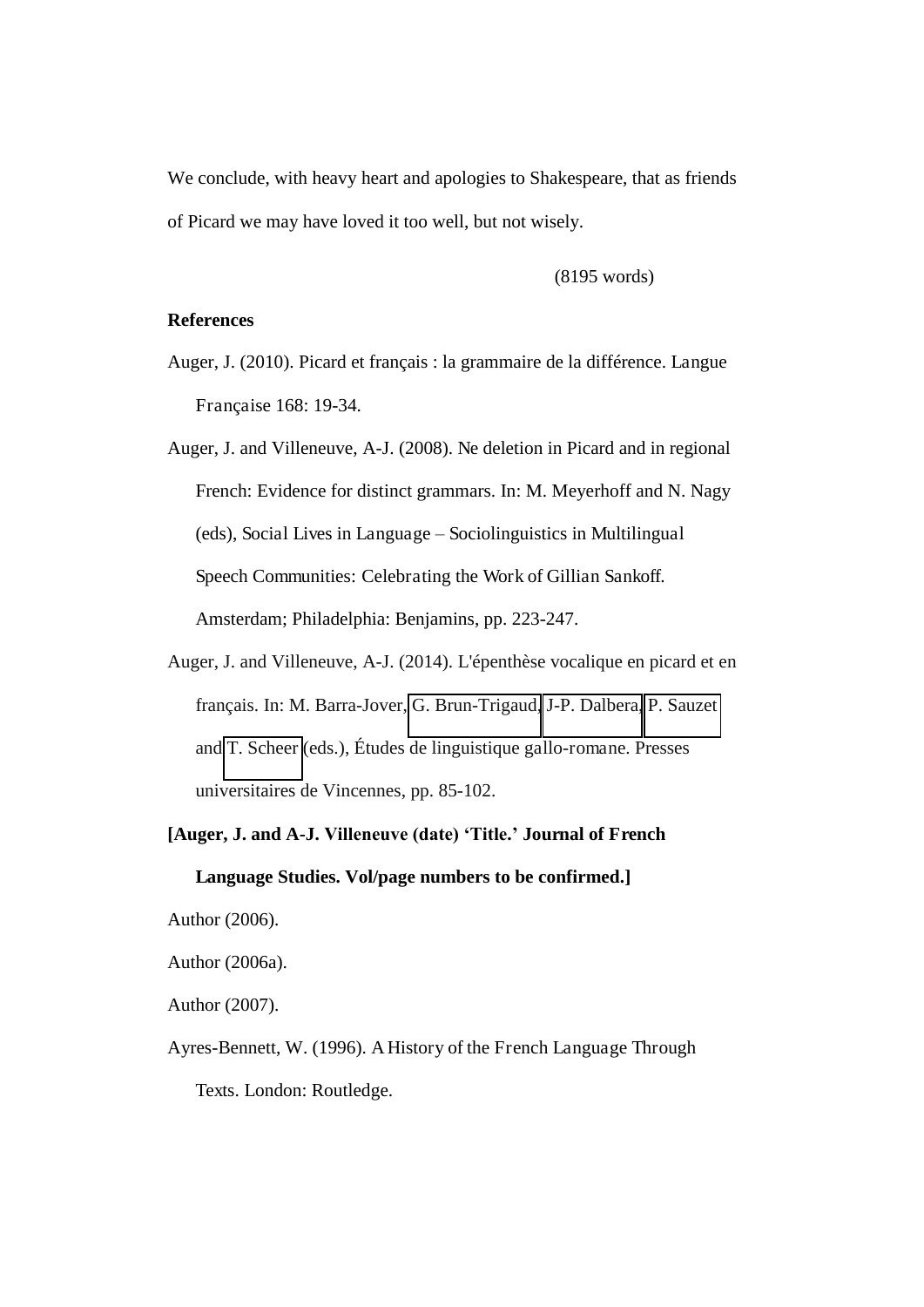We conclude, with heavy heart and apologies to Shakespeare, that as friends of Picard we may have loved it too well, but not wisely.

(8195 words)

**References**

Auger, J. (2010). Picard et français : la grammaire de la différence. Langue Française 168: 19-34.

Auger, J. and Villeneuve, A-J. (2008). Ne deletion in Picard and in regional French: Evidence for distinct grammars. In: M. Meyerhoff and N. Nagy (eds), Social Lives in Language – Sociolinguistics in Multilingual Speech Communities: Celebrating the Work of Gillian Sankoff. Amsterdam; Philadelphia: Benjamins, pp. 223-247.

Auger, J. and Villeneuve, A-J. (2014). L'épenthèse vocalique en picard et en français. In: M. Barra-Jover, G. Brun-Trigaud, J-P. Dalbera, P. Sauzet and T. Scheer (eds.), Études de linguistique gallo-romane. Presses universitaires de Vincennes, pp. 85-102.

**[Auger, J. and A-J. Villeneuve (date) 'Title.' Journal of French Language Studies. Vol/page numbers to be confirmed.]**

Author (2006).

Author (2006a).

Author (2007).

Ayres-Bennett, W. (1996). A History of the French Language Through Texts. London: Routledge.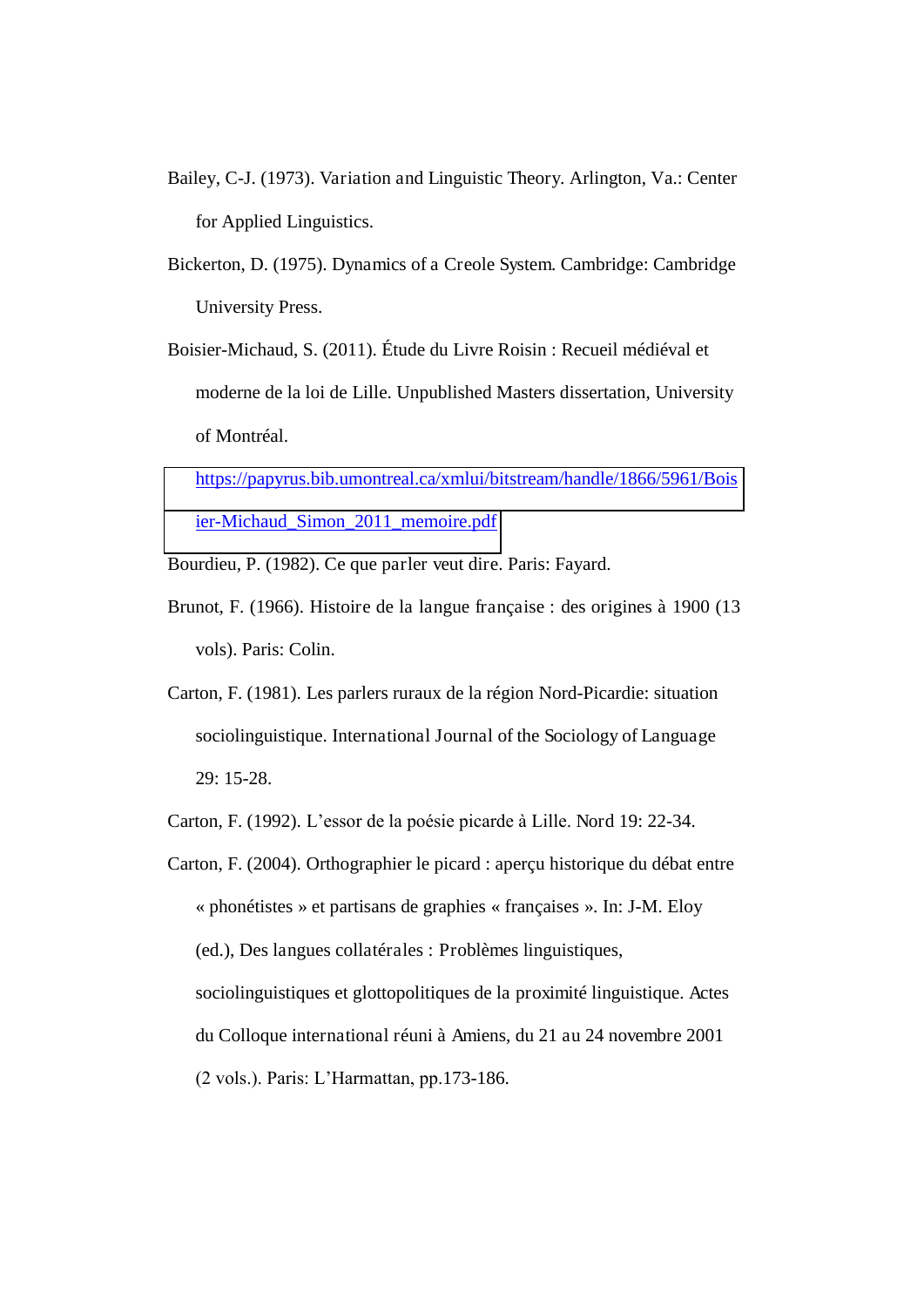Bailey, C-J. (1973). Variation and Linguistic Theory. Arlington, Va.: Center for Applied Linguistics.

Bickerton, D. (1975). Dynamics of a Creole System. Cambridge: Cambridge University Press.

Boisier-Michaud, S. (2011). Étude du Livre Roisin : Recueil médiéval et moderne de la loi de Lille. Unpublished Masters dissertation, University of Montréal. https://papyrus.bib.umontreal.ca/xmlui/bitstream/handle/1866/5961/Boisier-Michaud_Simon_2011_memoire.pdf

Bourdieu, P. (1982). Ce que parler veut dire. Paris: Fayard.

Brunot, F. (1966). Histoire de la langue française : des origines à 1900 (13 vols). Paris: Colin.

Carton, F. (1981). Les parlers ruraux de la région Nord-Picardie: situation sociolinguistique. International Journal of the Sociology of Language 29: 15-28.

Carton, F. (1992). L'essor de la poésie picarde à Lille. Nord 19: 22-34.

Carton, F. (2004). Orthographier le picard : aperçu historique du débat entre « phonétistes » et partisans de graphies « françaises ». In: J-M. Eloy (ed.), Des langues collatérales : Problèmes linguistiques, sociolinguistiques et glottopolitiques de la proximité linguistique. Actes du Colloque international réuni à Amiens, du 21 au 24 novembre 2001 (2 vols.). Paris: L'Harmattan, pp.173-186.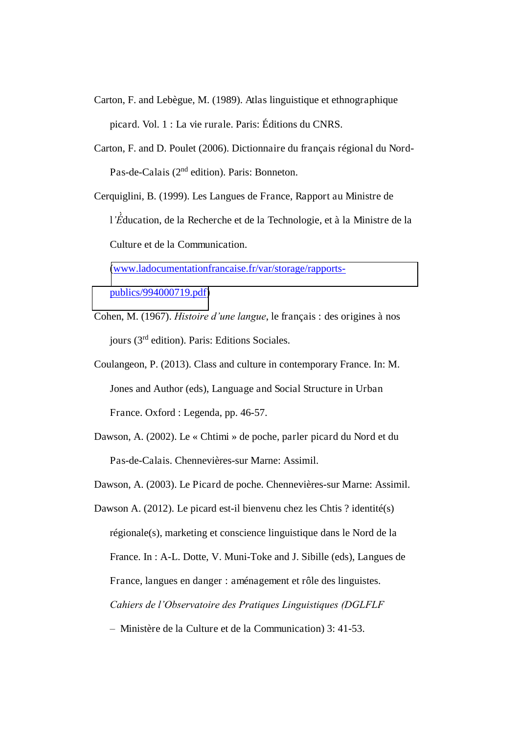Carton, F. and Lebègue, M. (1989). Atlas linguistique et ethnographique picard. Vol. 1 : La vie rurale. Paris: Éditions du CNRS.

Carton, F. and D. Poulet (2006). Dictionnaire du français régional du Nord-Pas-de-Calais (2nd edition). Paris: Bonneton.

Cerquiglini, B. (1999). Les Langues de France, Rapport au Ministre de l'Éducation, de la Recherche et de la Technologie, et à la Ministre de la Culture et de la Communication. (www.ladocumentationfrancaise.fr/var/storage/rapports-publics/994000719.pdf)

Cohen, M. (1967). *Histoire d'une langue*, le français : des origines à nos jours (3rd edition). Paris: Editions Sociales.

Coulangeon, P. (2013). Class and culture in contemporary France. In: M. Jones and Author (eds), Language and Social Structure in Urban France. Oxford : Legenda, pp. 46-57.

Dawson, A. (2002). Le « Chtimi » de poche, parler picard du Nord et du Pas-de-Calais. Chennevières-sur Marne: Assimil.

Dawson, A. (2003). Le Picard de poche. Chennevières-sur Marne: Assimil.

Dawson A. (2012). Le picard est-il bienvenu chez les Chtis ? identité(s) régionale(s), marketing et conscience linguistique dans le Nord de la France. In : A-L. Dotte, V. Muni-Toke and J. Sibille (eds), Langues de France, langues en danger : aménagement et rôle des linguistes. *Cahiers de l'Observatoire des Pratiques Linguistiques (DGLFLF* – Ministère de la Culture et de la Communication) 3: 41-53.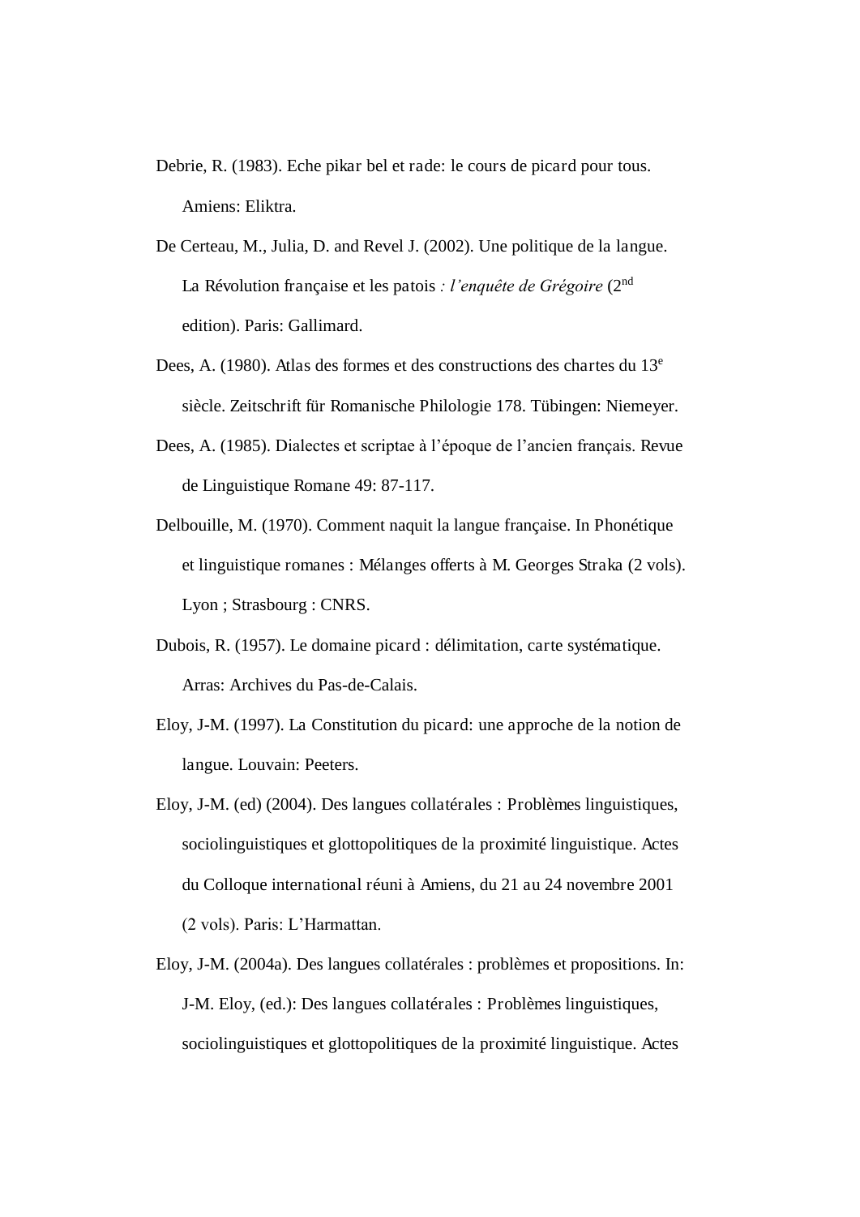Debrie, R. (1983). Eche pikar bel et rade: le cours de picard pour tous. Amiens: Eliktra.

De Certeau, M., Julia, D. and Revel J. (2002). Une politique de la langue. La Révolution française et les patois *: l'enquête de Grégoire* (2nd edition). Paris: Gallimard.

Dees, A. (1980). Atlas des formes et des constructions des chartes du 13e siècle. Zeitschrift für Romanische Philologie 178. Tübingen: Niemeyer.

Dees, A. (1985). Dialectes et scriptae à l'époque de l'ancien français. Revue de Linguistique Romane 49: 87-117.

Delbouille, M. (1970). Comment naquit la langue française. In Phonétique et linguistique romanes : Mélanges offerts à M. Georges Straka (2 vols). Lyon ; Strasbourg : CNRS.

Dubois, R. (1957). Le domaine picard : délimitation, carte systématique. Arras: Archives du Pas-de-Calais.

Eloy, J-M. (1997). La Constitution du picard: une approche de la notion de langue. Louvain: Peeters.

Eloy, J-M. (ed) (2004). Des langues collatérales : Problèmes linguistiques, sociolinguistiques et glottopolitiques de la proximité linguistique. Actes du Colloque international réuni à Amiens, du 21 au 24 novembre 2001 (2 vols). Paris: L'Harmattan.

Eloy, J-M. (2004a). Des langues collatérales : problèmes et propositions. In: J-M. Eloy, (ed.): Des langues collatérales : Problèmes linguistiques, sociolinguistiques et glottopolitiques de la proximité linguistique. Actes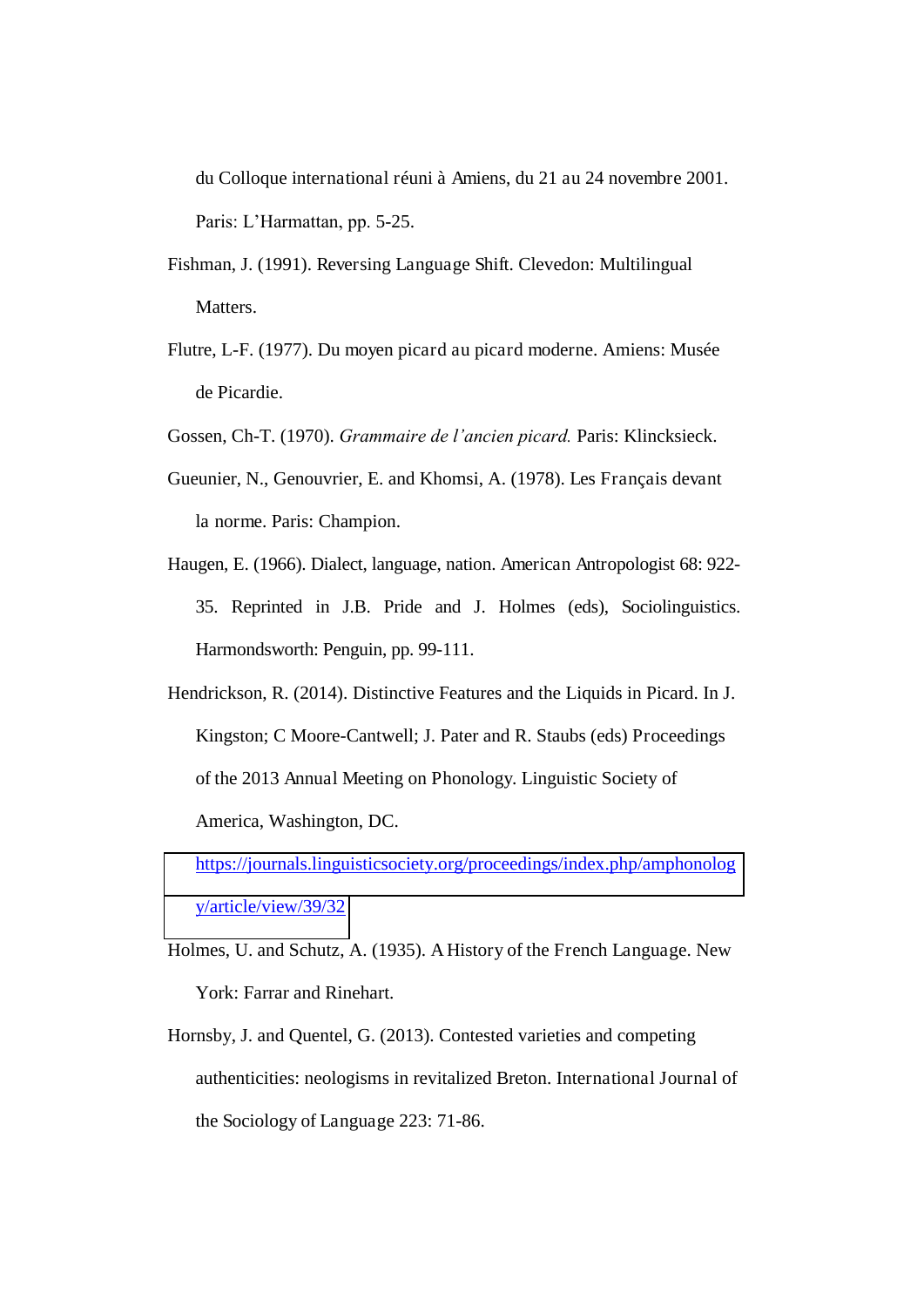du Colloque international réuni à Amiens, du 21 au 24 novembre 2001. Paris: L'Harmattan, pp. 5-25.

Fishman, J. (1991). Reversing Language Shift. Clevedon: Multilingual Matters.

Flutre, L-F. (1977). Du moyen picard au picard moderne. Amiens: Musée de Picardie.

Gossen, Ch-T. (1970). *Grammaire de l'ancien picard.* Paris: Klincksieck.

Gueunier, N., Genouvrier, E. and Khomsi, A. (1978). Les Français devant la norme. Paris: Champion.

Haugen, E. (1966). Dialect, language, nation. American Antropologist 68: 922-35. Reprinted in J.B. Pride and J. Holmes (eds), Sociolinguistics. Harmondsworth: Penguin, pp. 99-111.

Hendrickson, R. (2014). Distinctive Features and the Liquids in Picard. In J. Kingston; C Moore-Cantwell; J. Pater and R. Staubs (eds) Proceedings of the 2013 Annual Meeting on Phonology. Linguistic Society of America, Washington, DC. https://journals.linguisticsociety.org/proceedings/index.php/amphonology/article/view/39/32

Holmes, U. and Schutz, A. (1935). A History of the French Language. New York: Farrar and Rinehart.

Hornsby, J. and Quentel, G. (2013). Contested varieties and competing authenticities: neologisms in revitalized Breton. International Journal of the Sociology of Language 223: 71-86.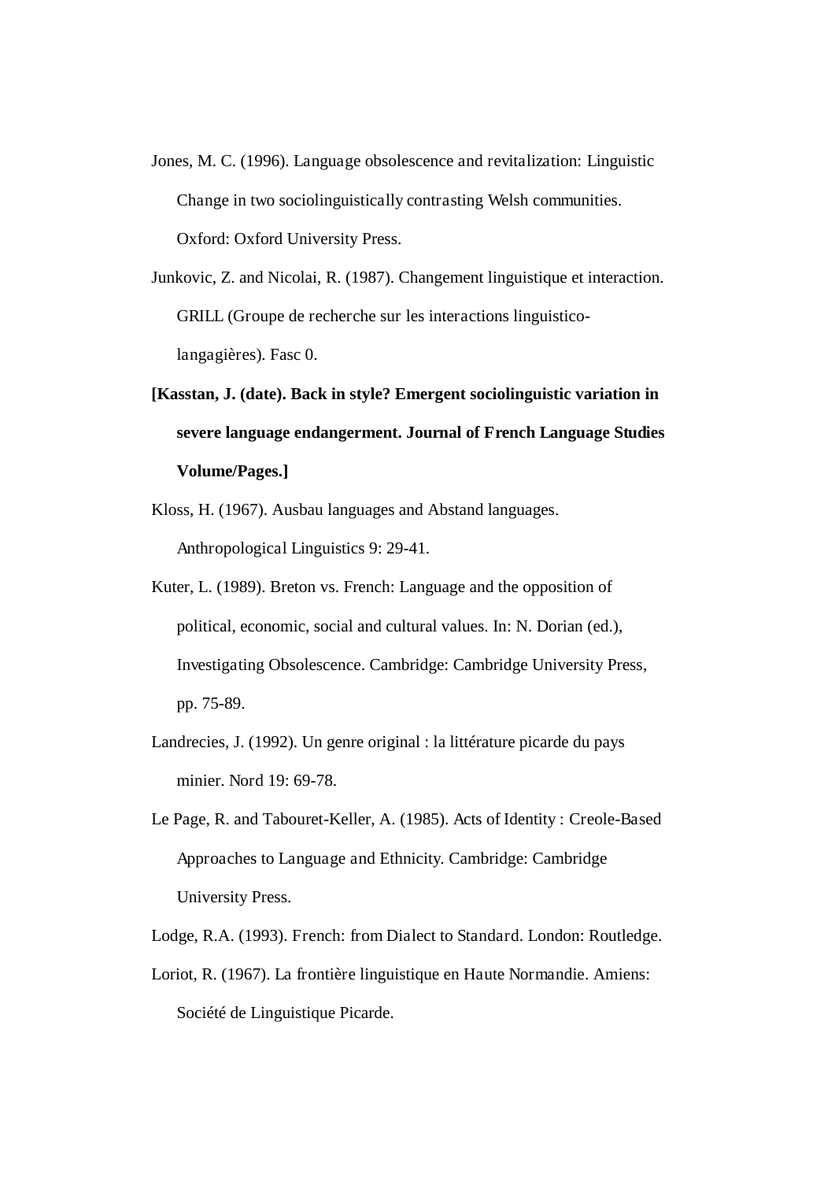Jones, M. C. (1996). Language obsolescence and revitalization: Linguistic Change in two sociolinguistically contrasting Welsh communities. Oxford: Oxford University Press.

Junkovic, Z. and Nicolai, R. (1987). Changement linguistique et interaction. GRILL (Groupe de recherche sur les interactions linguistico-langagières). Fasc 0.

**[Kasstan, J. (date). Back in style? Emergent sociolinguistic variation in severe language endangerment. Journal of French Language Studies Volume/Pages.]**

Kloss, H. (1967). Ausbau languages and Abstand languages. Anthropological Linguistics 9: 29-41.

Kuter, L. (1989). Breton vs. French: Language and the opposition of political, economic, social and cultural values. In: N. Dorian (ed.), Investigating Obsolescence. Cambridge: Cambridge University Press, pp. 75-89.

Landrecies, J. (1992). Un genre original : la littérature picarde du pays minier. Nord 19: 69-78.

Le Page, R. and Tabouret-Keller, A. (1985). Acts of Identity : Creole-Based Approaches to Language and Ethnicity. Cambridge: Cambridge University Press.

Lodge, R.A. (1993). French: from Dialect to Standard. London: Routledge.

Loriot, R. (1967). La frontière linguistique en Haute Normandie. Amiens: Société de Linguistique Picarde.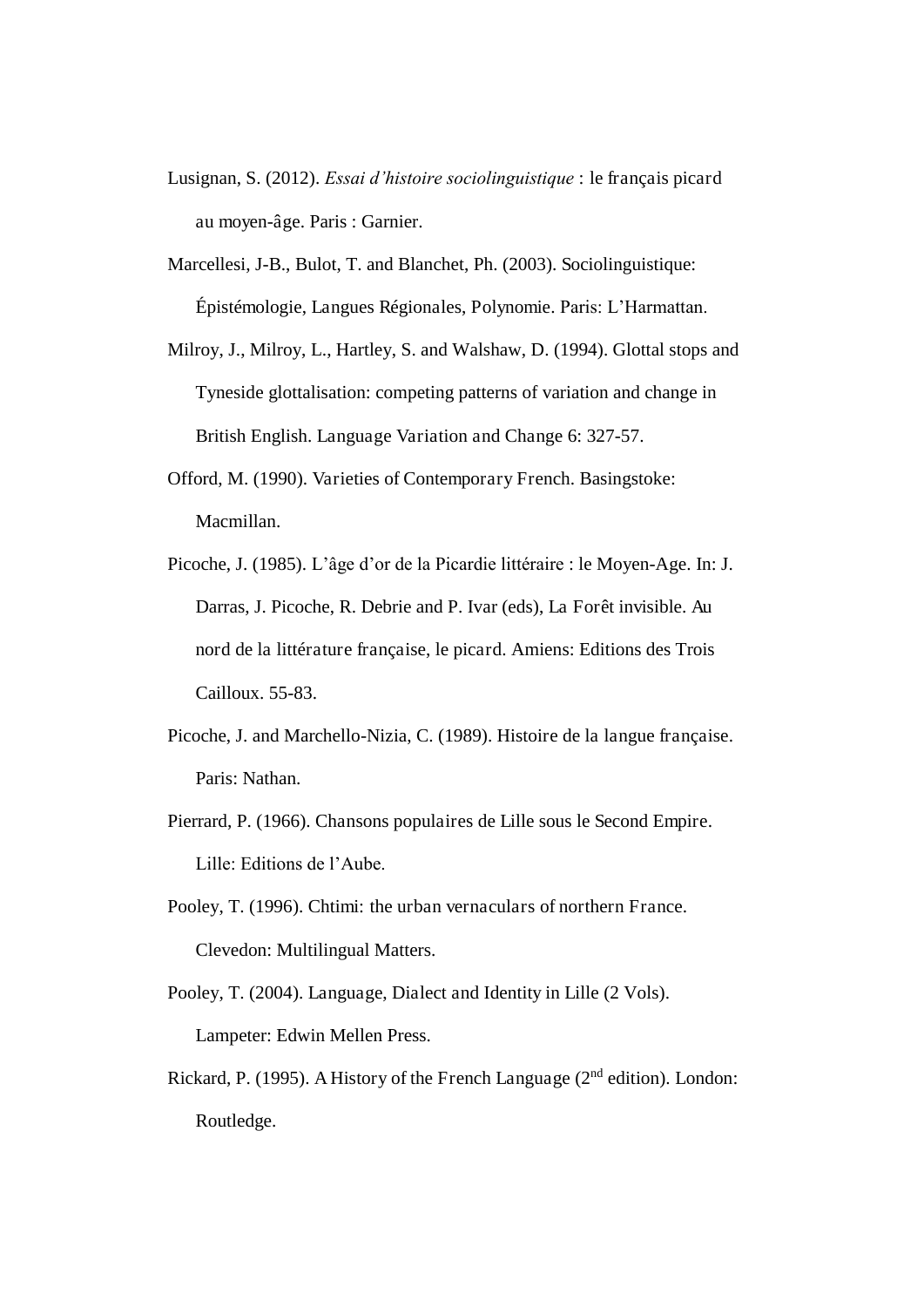Lusignan, S. (2012). *Essai d'histoire sociolinguistique* : le français picard au moyen-âge. Paris : Garnier.

Marcellesi, J-B., Bulot, T. and Blanchet, Ph. (2003). Sociolinguistique: Épistémologie, Langues Régionales, Polynomie. Paris: L'Harmattan.

Milroy, J., Milroy, L., Hartley, S. and Walshaw, D. (1994). Glottal stops and Tyneside glottalisation: competing patterns of variation and change in British English. Language Variation and Change 6: 327-57.

Offord, M. (1990). Varieties of Contemporary French. Basingstoke: Macmillan.

Picoche, J. (1985). L'âge d'or de la Picardie littéraire : le Moyen-Age. In: J. Darras, J. Picoche, R. Debrie and P. Ivar (eds), La Forêt invisible. Au nord de la littérature française, le picard. Amiens: Editions des Trois Cailloux. 55-83.

Picoche, J. and Marchello-Nizia, C. (1989). Histoire de la langue française. Paris: Nathan.

Pierrard, P. (1966). Chansons populaires de Lille sous le Second Empire. Lille: Editions de l'Aube.

Pooley, T. (1996). Chtimi: the urban vernaculars of northern France. Clevedon: Multilingual Matters.

Pooley, T. (2004). Language, Dialect and Identity in Lille (2 Vols). Lampeter: Edwin Mellen Press.

Rickard, P. (1995). A History of the French Language (2nd edition). London: Routledge.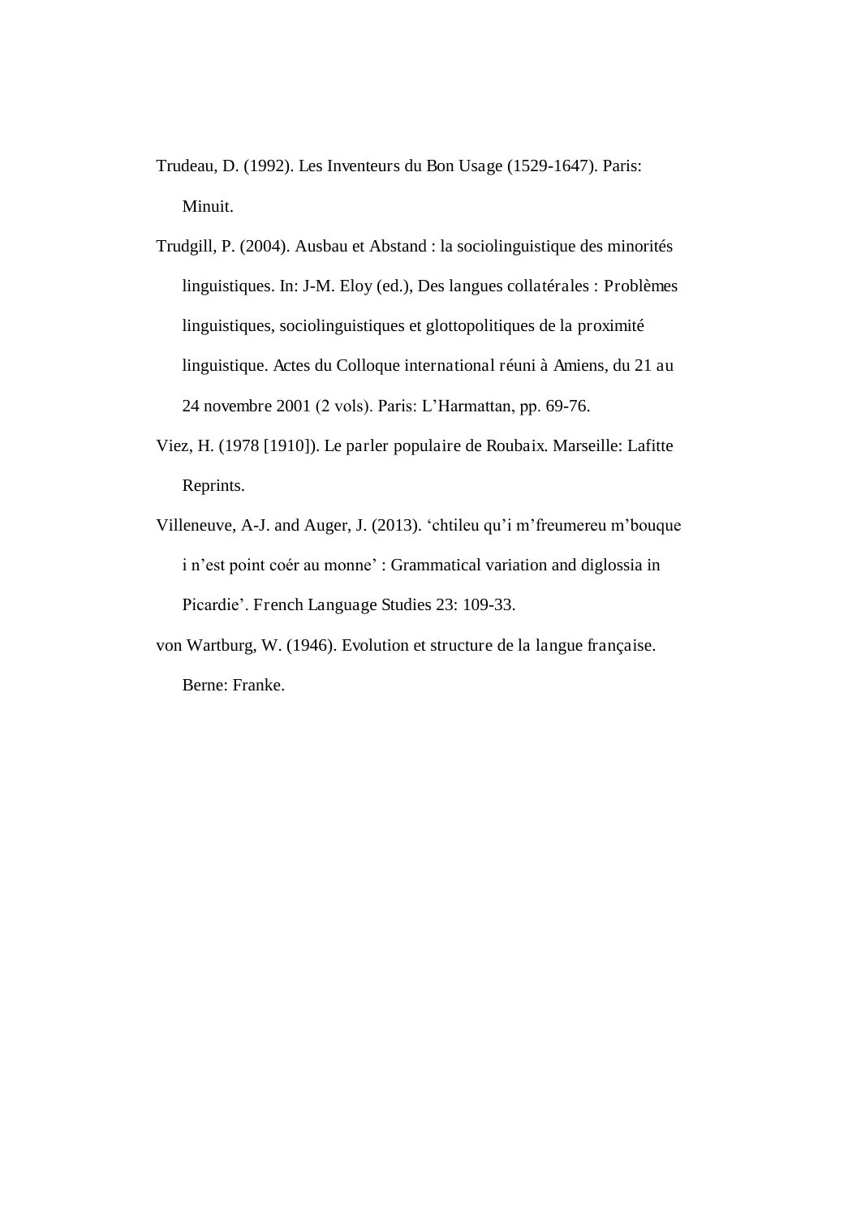Trudeau, D. (1992). Les Inventeurs du Bon Usage (1529-1647). Paris: Minuit.

Trudgill, P. (2004). Ausbau et Abstand : la sociolinguistique des minorités linguistiques. In: J-M. Eloy (ed.), Des langues collatérales : Problèmes linguistiques, sociolinguistiques et glottopolitiques de la proximité linguistique. Actes du Colloque international réuni à Amiens, du 21 au 24 novembre 2001 (2 vols). Paris: L'Harmattan, pp. 69-76.

Viez, H. (1978 [1910]). Le parler populaire de Roubaix. Marseille: Lafitte Reprints.

Villeneuve, A-J. and Auger, J. (2013). 'chtileu qu'i m'freumereu m'bouque i n'est point coér au monne' : Grammatical variation and diglossia in Picardie'. French Language Studies 23: 109-33.

von Wartburg, W. (1946). Evolution et structure de la langue française. Berne: Franke.